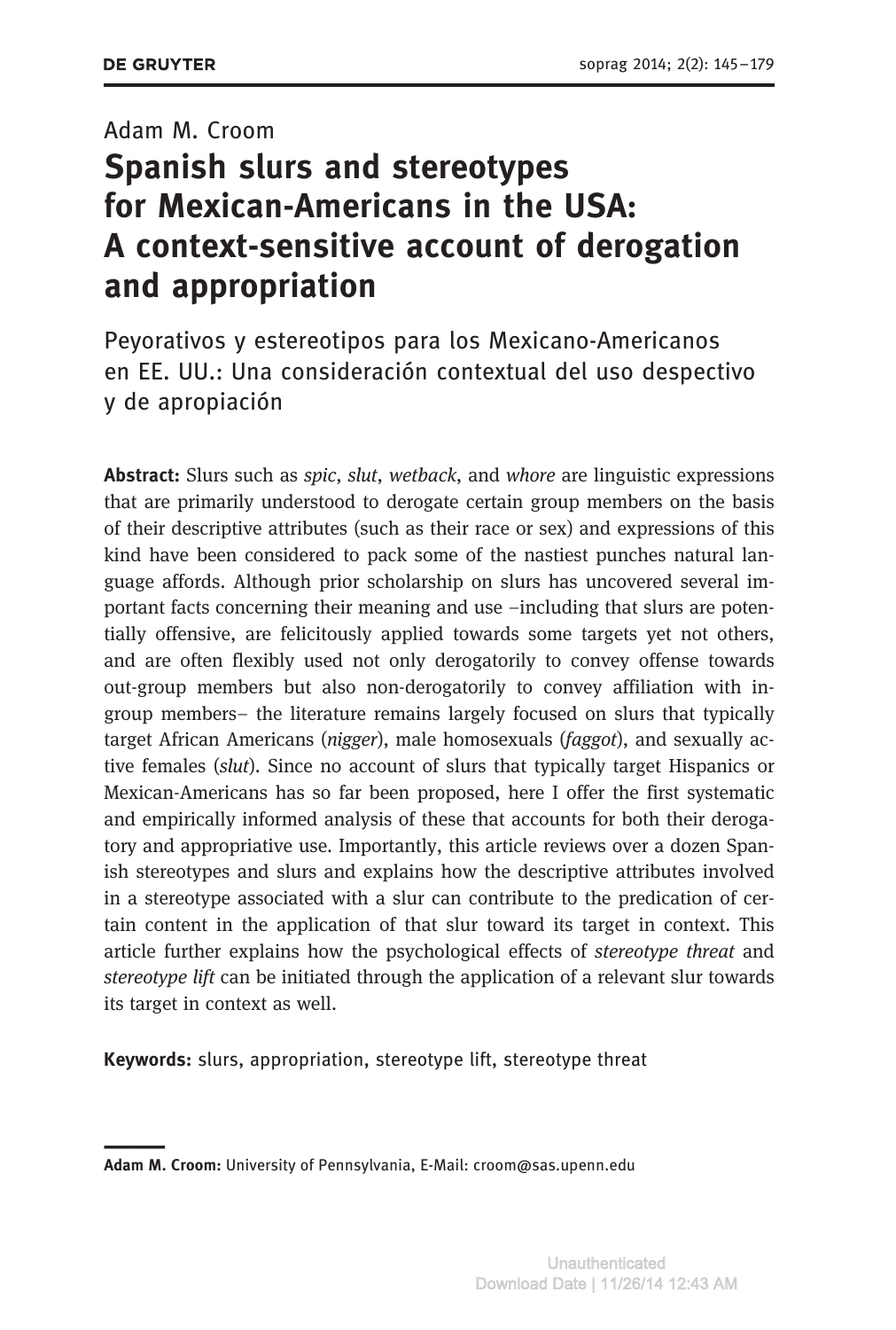Adam M. Croom

# Spanish slurs and stereotypes for Mexican-Americans in the USA: A context-sensitive account of derogation and appropriation

Peyorativos y estereotipos para los Mexicano-Americanos en EE. UU.: Una consideración contextual del uso despectivo y de apropiación

**Abstract:** Slurs such as *spic*, *slut*, *wetback*, and *whore* are linguistic expressions that are primarily understood to derogate certain group members on the basis of their descriptive attributes (such as their race or sex) and expressions of this kind have been considered to pack some of the nastiest punches natural language affords. Although prior scholarship on slurs has uncovered several important facts concerning their meaning and use –including that slurs are potentially offensive, are felicitously applied towards some targets yet not others, and are often flexibly used not only derogatorily to convey offense towards out-group members but also non-derogatorily to convey affiliation with in-group members– the literature remains largely focused on slurs that typically target African Americans (*nigger*), male homosexuals (*faggot*), and sexually active females (*slut*). Since no account of slurs that typically target Hispanics or Mexican-Americans has so far been proposed, here I offer the first systematic and empirically informed analysis of these that accounts for both their derogatory and appropriative use. Importantly, this article reviews over a dozen Spanish stereotypes and slurs and explains how the descriptive attributes involved in a stereotype associated with a slur can contribute to the predication of certain content in the application of that slur toward its target in context. This article further explains how the psychological effects of *stereotype threat* and *stereotype lift* can be initiated through the application of a relevant slur towards its target in context as well.

**Keywords:** slurs, appropriation, stereotype lift, stereotype threat

---

**Adam M. Croom:** University of Pennsylvania, E-Mail: croom@sas.upenn.edu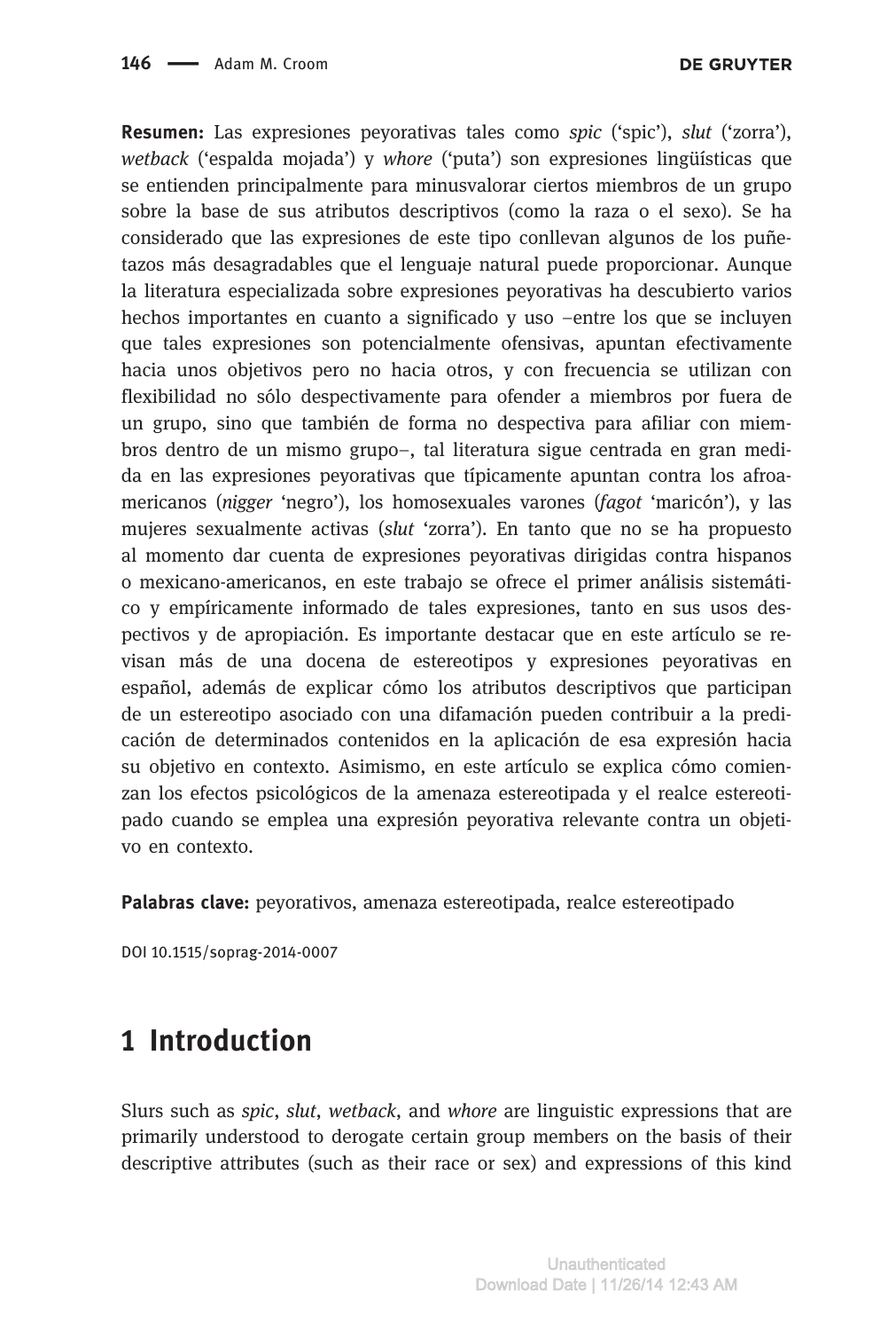**Resumen:** Las expresiones peyorativas tales como *spic* ('spic'), *slut* ('zorra'), *wetback* ('espalda mojada') y *whore* ('puta') son expresiones lingüísticas que se entienden principalmente para minusvalorar ciertos miembros de un grupo sobre la base de sus atributos descriptivos (como la raza o el sexo). Se ha considerado que las expresiones de este tipo conllevan algunos de los puñetazos más desagradables que el lenguaje natural puede proporcionar. Aunque la literatura especializada sobre expresiones peyorativas ha descubierto varios hechos importantes en cuanto a significado y uso –entre los que se incluyen que tales expresiones son potencialmente ofensivas, apuntan efectivamente hacia unos objetivos pero no hacia otros, y con frecuencia se utilizan con flexibilidad no sólo despectivamente para ofender a miembros por fuera de un grupo, sino que también de forma no despectiva para afiliar con miembros dentro de un mismo grupo–, tal literatura sigue centrada en gran medida en las expresiones peyorativas que típicamente apuntan contra los afroamericanos (*nigger* 'negro'), los homosexuales varones (*fagot* 'maricón'), y las mujeres sexualmente activas (*slut* 'zorra'). En tanto que no se ha propuesto al momento dar cuenta de expresiones peyorativas dirigidas contra hispanos o mexicano-americanos, en este trabajo se ofrece el primer análisis sistemático y empíricamente informado de tales expresiones, tanto en sus usos despectivos y de apropiación. Es importante destacar que en este artículo se revisan más de una docena de estereotipos y expresiones peyorativas en español, además de explicar cómo los atributos descriptivos que participan de un estereotipo asociado con una difamación pueden contribuir a la predicación de determinados contenidos en la aplicación de esa expresión hacia su objetivo en contexto. Asimismo, en este artículo se explica cómo comienzan los efectos psicológicos de la amenaza estereotipada y el realce estereotipado cuando se emplea una expresión peyorativa relevante contra un objetivo en contexto.

**Palabras clave:** peyorativos, amenaza estereotipada, realce estereotipado

DOI 10.1515/soprag-2014-0007

# 1 Introduction

Slurs such as *spic*, *slut*, *wetback*, and *whore* are linguistic expressions that are primarily understood to derogate certain group members on the basis of their descriptive attributes (such as their race or sex) and expressions of this kind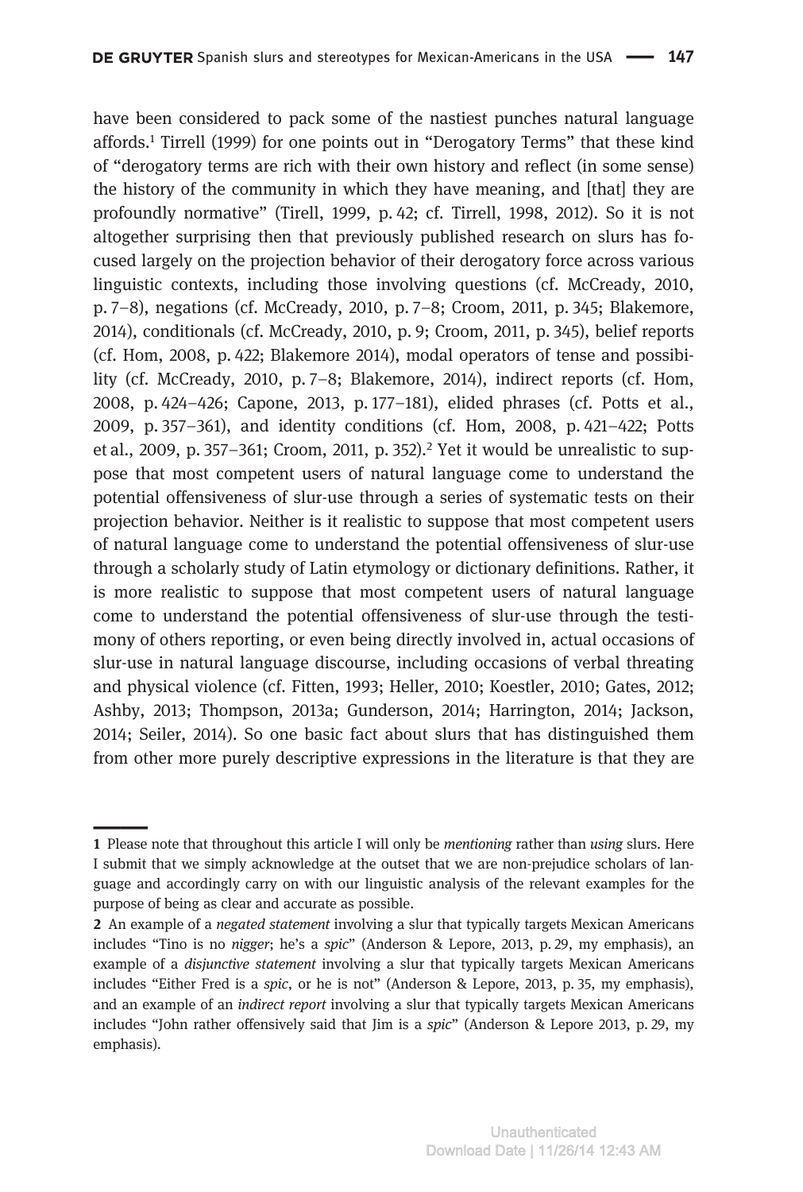have been considered to pack some of the nastiest punches natural language affords.[1] Tirrell (1999) for one points out in "Derogatory Terms" that these kind of "derogatory terms are rich with their own history and reflect (in some sense) the history of the community in which they have meaning, and [that] they are profoundly normative" (Tirell, 1999, p. 42; cf. Tirrell, 1998, 2012). So it is not altogether surprising then that previously published research on slurs has focused largely on the projection behavior of their derogatory force across various linguistic contexts, including those involving questions (cf. McCready, 2010, p. 7–8), negations (cf. McCready, 2010, p. 7–8; Croom, 2011, p. 345; Blakemore, 2014), conditionals (cf. McCready, 2010, p. 9; Croom, 2011, p. 345), belief reports (cf. Hom, 2008, p. 422; Blakemore 2014), modal operators of tense and possibility (cf. McCready, 2010, p. 7–8; Blakemore, 2014), indirect reports (cf. Hom, 2008, p. 424–426; Capone, 2013, p. 177–181), elided phrases (cf. Potts et al., 2009, p. 357–361), and identity conditions (cf. Hom, 2008, p. 421–422; Potts et al., 2009, p. 357–361; Croom, 2011, p. 352).[2] Yet it would be unrealistic to suppose that most competent users of natural language come to understand the potential offensiveness of slur-use through a series of systematic tests on their projection behavior. Neither is it realistic to suppose that most competent users of natural language come to understand the potential offensiveness of slur-use through a scholarly study of Latin etymology or dictionary definitions. Rather, it is more realistic to suppose that most competent users of natural language come to understand the potential offensiveness of slur-use through the testimony of others reporting, or even being directly involved in, actual occasions of slur-use in natural language discourse, including occasions of verbal threating and physical violence (cf. Fitten, 1993; Heller, 2010; Koestler, 2010; Gates, 2012; Ashby, 2013; Thompson, 2013a; Gunderson, 2014; Harrington, 2014; Jackson, 2014; Seiler, 2014). So one basic fact about slurs that has distinguished them from other more purely descriptive expressions in the literature is that they are

---

1 Please note that throughout this article I will only be *mentioning* rather than *using* slurs. Here I submit that we simply acknowledge at the outset that we are non-prejudice scholars of language and accordingly carry on with our linguistic analysis of the relevant examples for the purpose of being as clear and accurate as possible.

2 An example of a *negated statement* involving a slur that typically targets Mexican Americans includes "Tino is no *nigger*; he's a *spic*" (Anderson & Lepore, 2013, p. 29, my emphasis), an example of a *disjunctive statement* involving a slur that typically targets Mexican Americans includes "Either Fred is a *spic*, or he is not" (Anderson & Lepore, 2013, p. 35, my emphasis), and an example of an *indirect report* involving a slur that typically targets Mexican Americans includes "John rather offensively said that Jim is a *spic*" (Anderson & Lepore 2013, p. 29, my emphasis).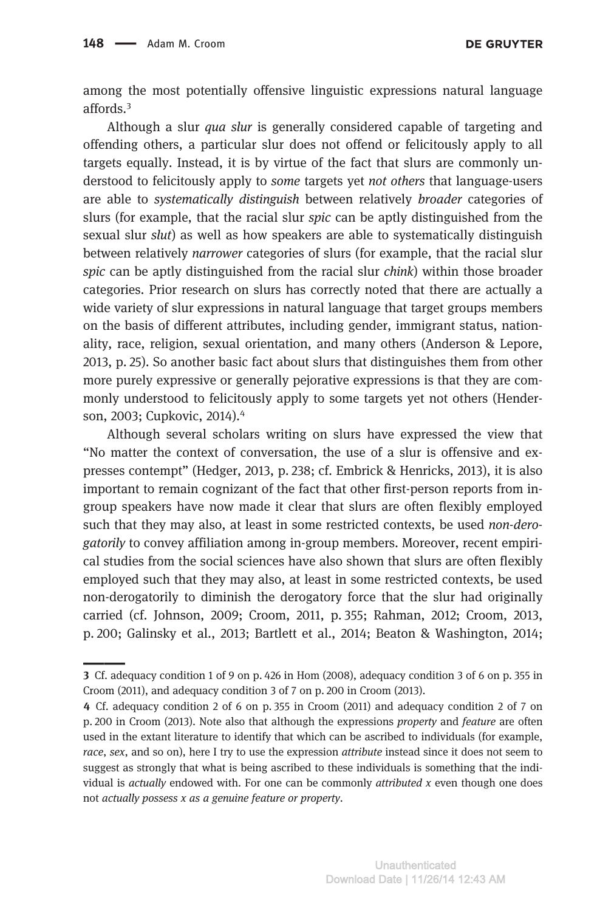among the most potentially offensive linguistic expressions natural language affords.[3]

Although a slur *qua slur* is generally considered capable of targeting and offending others, a particular slur does not offend or felicitously apply to all targets equally. Instead, it is by virtue of the fact that slurs are commonly understood to felicitously apply to *some* targets yet *not others* that language-users are able to *systematically distinguish* between relatively *broader* categories of slurs (for example, that the racial slur *spic* can be aptly distinguished from the sexual slur *slut*) as well as how speakers are able to systematically distinguish between relatively *narrower* categories of slurs (for example, that the racial slur *spic* can be aptly distinguished from the racial slur *chink*) within those broader categories. Prior research on slurs has correctly noted that there are actually a wide variety of slur expressions in natural language that target groups members on the basis of different attributes, including gender, immigrant status, nationality, race, religion, sexual orientation, and many others (Anderson & Lepore, 2013, p. 25). So another basic fact about slurs that distinguishes them from other more purely expressive or generally pejorative expressions is that they are commonly understood to felicitously apply to some targets yet not others (Henderson, 2003; Cupkovic, 2014).[4]

Although several scholars writing on slurs have expressed the view that "No matter the context of conversation, the use of a slur is offensive and expresses contempt" (Hedger, 2013, p. 238; cf. Embrick & Henricks, 2013), it is also important to remain cognizant of the fact that other first-person reports from in-group speakers have now made it clear that slurs are often flexibly employed such that they may also, at least in some restricted contexts, be used *non-derogatorily* to convey affiliation among in-group members. Moreover, recent empirical studies from the social sciences have also shown that slurs are often flexibly employed such that they may also, at least in some restricted contexts, be used non-derogatorily to diminish the derogatory force that the slur had originally carried (cf. Johnson, 2009; Croom, 2011, p. 355; Rahman, 2012; Croom, 2013, p. 200; Galinsky et al., 2013; Bartlett et al., 2014; Beaton & Washington, 2014;

---

3 Cf. adequacy condition 1 of 9 on p. 426 in Hom (2008), adequacy condition 3 of 6 on p. 355 in Croom (2011), and adequacy condition 3 of 7 on p. 200 in Croom (2013).

4 Cf. adequacy condition 2 of 6 on p. 355 in Croom (2011) and adequacy condition 2 of 7 on p. 200 in Croom (2013). Note also that although the expressions *property* and *feature* are often used in the extant literature to identify that which can be ascribed to individuals (for example, *race*, *sex*, and so on), here I try to use the expression *attribute* instead since it does not seem to suggest as strongly that what is being ascribed to these individuals is something that the individual is *actually* endowed with. For one can be commonly *attributed x* even though one does not *actually possess x as a genuine feature or property*.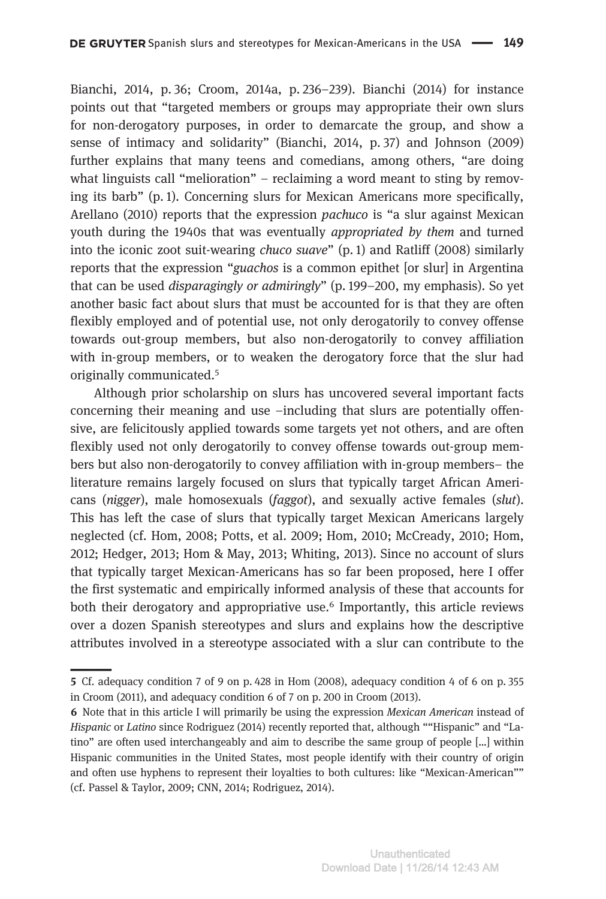Bianchi, 2014, p. 36; Croom, 2014a, p. 236–239). Bianchi (2014) for instance points out that "targeted members or groups may appropriate their own slurs for non-derogatory purposes, in order to demarcate the group, and show a sense of intimacy and solidarity" (Bianchi, 2014, p. 37) and Johnson (2009) further explains that many teens and comedians, among others, "are doing what linguists call "melioration" – reclaiming a word meant to sting by removing its barb" (p. 1). Concerning slurs for Mexican Americans more specifically, Arellano (2010) reports that the expression *pachuco* is "a slur against Mexican youth during the 1940s that was eventually *appropriated by them* and turned into the iconic zoot suit-wearing *chuco suave*" (p. 1) and Ratliff (2008) similarly reports that the expression "*guachos* is a common epithet [or slur] in Argentina that can be used *disparagingly or admiringly*" (p. 199–200, my emphasis). So yet another basic fact about slurs that must be accounted for is that they are often flexibly employed and of potential use, not only derogatorily to convey offense towards out-group members, but also non-derogatorily to convey affiliation with in-group members, or to weaken the derogatory force that the slur had originally communicated.[5]

Although prior scholarship on slurs has uncovered several important facts concerning their meaning and use –including that slurs are potentially offensive, are felicitously applied towards some targets yet not others, and are often flexibly used not only derogatorily to convey offense towards out-group members but also non-derogatorily to convey affiliation with in-group members– the literature remains largely focused on slurs that typically target African Americans (*nigger*), male homosexuals (*faggot*), and sexually active females (*slut*). This has left the case of slurs that typically target Mexican Americans largely neglected (cf. Hom, 2008; Potts, et al. 2009; Hom, 2010; McCready, 2010; Hom, 2012; Hedger, 2013; Hom & May, 2013; Whiting, 2013). Since no account of slurs that typically target Mexican-Americans has so far been proposed, here I offer the first systematic and empirically informed analysis of these that accounts for both their derogatory and appropriative use.[6] Importantly, this article reviews over a dozen Spanish stereotypes and slurs and explains how the descriptive attributes involved in a stereotype associated with a slur can contribute to the

---

5 Cf. adequacy condition 7 of 9 on p. 428 in Hom (2008), adequacy condition 4 of 6 on p. 355 in Croom (2011), and adequacy condition 6 of 7 on p. 200 in Croom (2013).

6 Note that in this article I will primarily be using the expression *Mexican American* instead of *Hispanic* or *Latino* since Rodriguez (2014) recently reported that, although ""Hispanic" and "Latino" are often used interchangeably and aim to describe the same group of people […] within Hispanic communities in the United States, most people identify with their country of origin and often use hyphens to represent their loyalties to both cultures: like "Mexican-American"" (cf. Passel & Taylor, 2009; CNN, 2014; Rodriguez, 2014).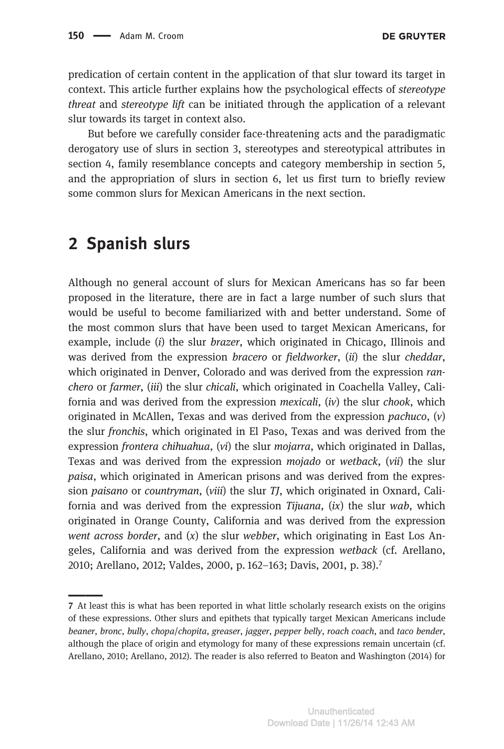predication of certain content in the application of that slur toward its target in context. This article further explains how the psychological effects of *stereotype threat* and *stereotype lift* can be initiated through the application of a relevant slur towards its target in context also.

But before we carefully consider face-threatening acts and the paradigmatic derogatory use of slurs in section 3, stereotypes and stereotypical attributes in section 4, family resemblance concepts and category membership in section 5, and the appropriation of slurs in section 6, let us first turn to briefly review some common slurs for Mexican Americans in the next section.

## 2 Spanish slurs

Although no general account of slurs for Mexican Americans has so far been proposed in the literature, there are in fact a large number of such slurs that would be useful to become familiarized with and better understand. Some of the most common slurs that have been used to target Mexican Americans, for example, include (*i*) the slur *brazer*, which originated in Chicago, Illinois and was derived from the expression *bracero* or *fieldworker*, (*ii*) the slur *cheddar*, which originated in Denver, Colorado and was derived from the expression *ranchero* or *farmer*, (*iii*) the slur *chicali*, which originated in Coachella Valley, California and was derived from the expression *mexicali*, (*iv*) the slur *chook*, which originated in McAllen, Texas and was derived from the expression *pachuco*, (*v*) the slur *fronchis*, which originated in El Paso, Texas and was derived from the expression *frontera chihuahua*, (*vi*) the slur *mojarra*, which originated in Dallas, Texas and was derived from the expression *mojado* or *wetback*, (*vii*) the slur *paisa*, which originated in American prisons and was derived from the expression *paisano* or *countryman*, (*viii*) the slur *TJ*, which originated in Oxnard, California and was derived from the expression *Tijuana*, (*ix*) the slur *wab*, which originated in Orange County, California and was derived from the expression *went across border*, and (*x*) the slur *webber*, which originating in East Los Angeles, California and was derived from the expression *wetback* (cf. Arellano, 2010; Arellano, 2012; Valdes, 2000, p. 162–163; Davis, 2001, p. 38).[7]

---

[7] At least this is what has been reported in what little scholarly research exists on the origins of these expressions. Other slurs and epithets that typically target Mexican Americans include *beaner*, *bronc*, *bully*, *chopa/chopita*, *greaser*, *jagger*, *pepper belly*, *roach coach*, and *taco bender*, although the place of origin and etymology for many of these expressions remain uncertain (cf. Arellano, 2010; Arellano, 2012). The reader is also referred to Beaton and Washington (2014) for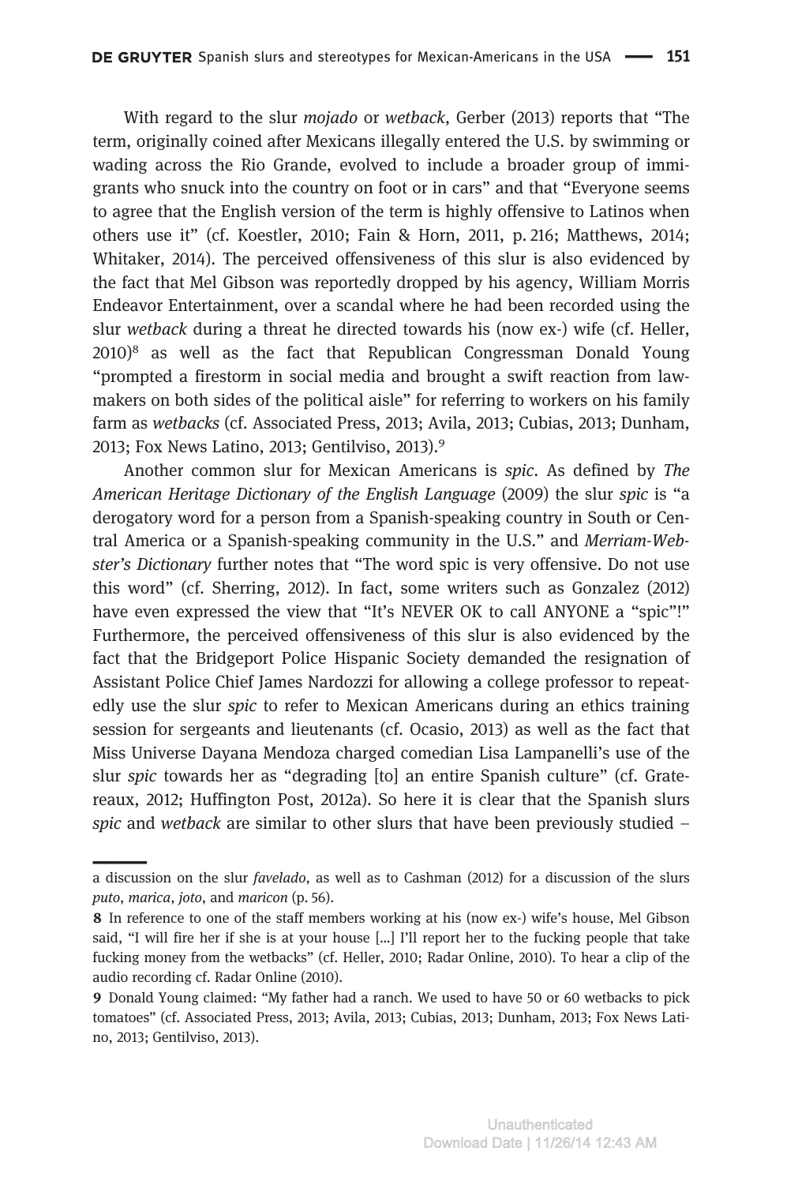With regard to the slur *mojado* or *wetback*, Gerber (2013) reports that "The term, originally coined after Mexicans illegally entered the U.S. by swimming or wading across the Rio Grande, evolved to include a broader group of immigrants who snuck into the country on foot or in cars" and that "Everyone seems to agree that the English version of the term is highly offensive to Latinos when others use it" (cf. Koestler, 2010; Fain & Horn, 2011, p. 216; Matthews, 2014; Whitaker, 2014). The perceived offensiveness of this slur is also evidenced by the fact that Mel Gibson was reportedly dropped by his agency, William Morris Endeavor Entertainment, over a scandal where he had been recorded using the slur *wetback* during a threat he directed towards his (now ex-) wife (cf. Heller, 2010)[8] as well as the fact that Republican Congressman Donald Young "prompted a firestorm in social media and brought a swift reaction from lawmakers on both sides of the political aisle" for referring to workers on his family farm as *wetbacks* (cf. Associated Press, 2013; Avila, 2013; Cubias, 2013; Dunham, 2013; Fox News Latino, 2013; Gentilviso, 2013).[9]

Another common slur for Mexican Americans is *spic*. As defined by *The American Heritage Dictionary of the English Language* (2009) the slur *spic* is "a derogatory word for a person from a Spanish-speaking country in South or Central America or a Spanish-speaking community in the U.S." and *Merriam-Webster's Dictionary* further notes that "The word spic is very offensive. Do not use this word" (cf. Sherring, 2012). In fact, some writers such as Gonzalez (2012) have even expressed the view that "It's NEVER OK to call ANYONE a "spic"!" Furthermore, the perceived offensiveness of this slur is also evidenced by the fact that the Bridgeport Police Hispanic Society demanded the resignation of Assistant Police Chief James Nardozzi for allowing a college professor to repeatedly use the slur *spic* to refer to Mexican Americans during an ethics training session for sergeants and lieutenants (cf. Ocasio, 2013) as well as the fact that Miss Universe Dayana Mendoza charged comedian Lisa Lampanelli's use of the slur *spic* towards her as "degrading [to] an entire Spanish culture" (cf. Gratereaux, 2012; Huffington Post, 2012a). So here it is clear that the Spanish slurs *spic* and *wetback* are similar to other slurs that have been previously studied –

---

a discussion on the slur *favelado*, as well as to Cashman (2012) for a discussion of the slurs *puto*, *marica*, *joto*, and *maricon* (p. 56).

8 In reference to one of the staff members working at his (now ex-) wife's house, Mel Gibson said, "I will fire her if she is at your house [...] I'll report her to the fucking people that take fucking money from the wetbacks" (cf. Heller, 2010; Radar Online, 2010). To hear a clip of the audio recording cf. Radar Online (2010).

9 Donald Young claimed: "My father had a ranch. We used to have 50 or 60 wetbacks to pick tomatoes" (cf. Associated Press, 2013; Avila, 2013; Cubias, 2013; Dunham, 2013; Fox News Latino, 2013; Gentilviso, 2013).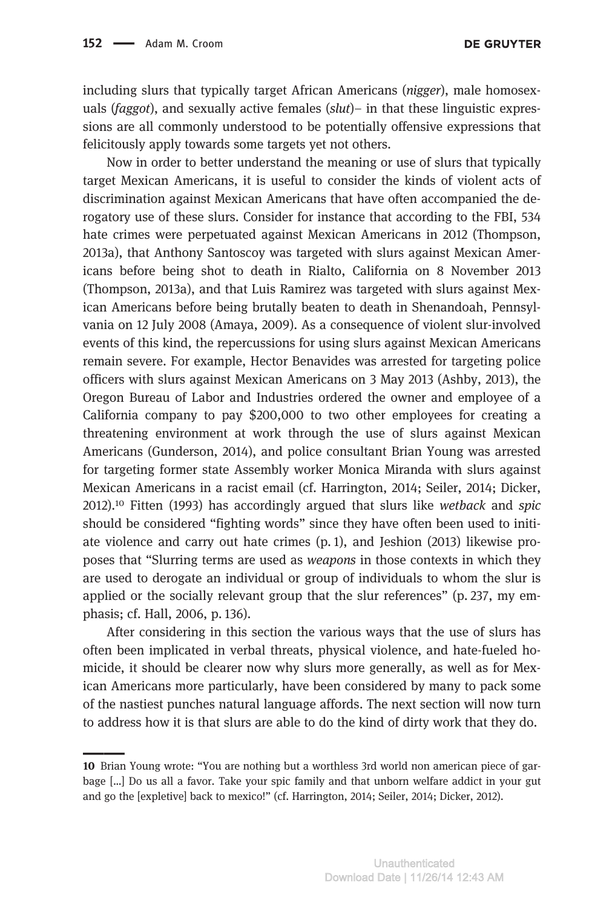including slurs that typically target African Americans (*nigger*), male homosexuals (*faggot*), and sexually active females (*slut*)– in that these linguistic expressions are all commonly understood to be potentially offensive expressions that felicitously apply towards some targets yet not others.

Now in order to better understand the meaning or use of slurs that typically target Mexican Americans, it is useful to consider the kinds of violent acts of discrimination against Mexican Americans that have often accompanied the derogatory use of these slurs. Consider for instance that according to the FBI, 534 hate crimes were perpetuated against Mexican Americans in 2012 (Thompson, 2013a), that Anthony Santoscoy was targeted with slurs against Mexican Americans before being shot to death in Rialto, California on 8 November 2013 (Thompson, 2013a), and that Luis Ramirez was targeted with slurs against Mexican Americans before being brutally beaten to death in Shenandoah, Pennsylvania on 12 July 2008 (Amaya, 2009). As a consequence of violent slur-involved events of this kind, the repercussions for using slurs against Mexican Americans remain severe. For example, Hector Benavides was arrested for targeting police officers with slurs against Mexican Americans on 3 May 2013 (Ashby, 2013), the Oregon Bureau of Labor and Industries ordered the owner and employee of a California company to pay $200,000 to two other employees for creating a threatening environment at work through the use of slurs against Mexican Americans (Gunderson, 2014), and police consultant Brian Young was arrested for targeting former state Assembly worker Monica Miranda with slurs against Mexican Americans in a racist email (cf. Harrington, 2014; Seiler, 2014; Dicker, 2012).[10] Fitten (1993) has accordingly argued that slurs like *wetback* and *spic* should be considered "fighting words" since they have often been used to initiate violence and carry out hate crimes (p. 1), and Jeshion (2013) likewise proposes that "Slurring terms are used as *weapons* in those contexts in which they are used to derogate an individual or group of individuals to whom the slur is applied or the socially relevant group that the slur references" (p. 237, my emphasis; cf. Hall, 2006, p. 136).

After considering in this section the various ways that the use of slurs has often been implicated in verbal threats, physical violence, and hate-fueled homicide, it should be clearer now why slurs more generally, as well as for Mexican Americans more particularly, have been considered by many to pack some of the nastiest punches natural language affords. The next section will now turn to address how it is that slurs are able to do the kind of dirty work that they do.

---

**10** Brian Young wrote: "You are nothing but a worthless 3rd world non american piece of garbage [...] Do us all a favor. Take your spic family and that unborn welfare addict in your gut and go the [expletive] back to mexico!" (cf. Harrington, 2014; Seiler, 2014; Dicker, 2012).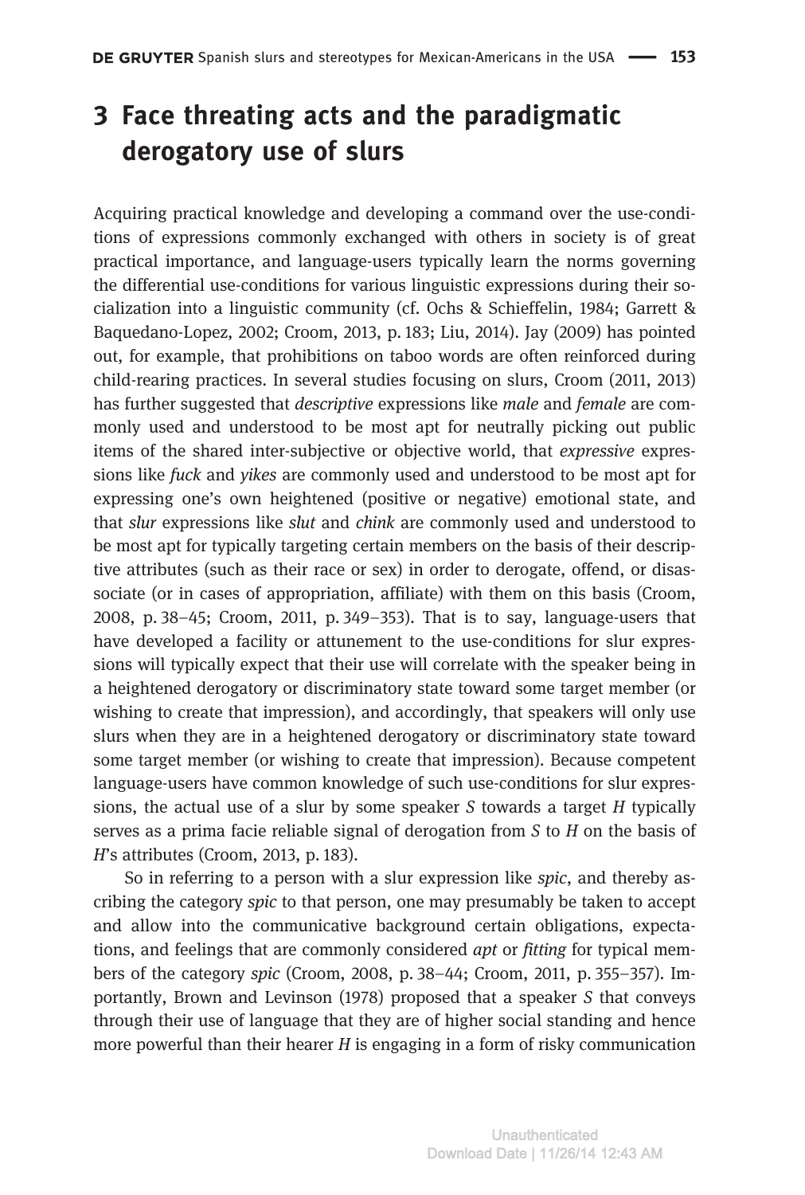# 3 Face threating acts and the paradigmatic derogatory use of slurs

Acquiring practical knowledge and developing a command over the use-conditions of expressions commonly exchanged with others in society is of great practical importance, and language-users typically learn the norms governing the differential use-conditions for various linguistic expressions during their socialization into a linguistic community (cf. Ochs & Schieffelin, 1984; Garrett & Baquedano-Lopez, 2002; Croom, 2013, p. 183; Liu, 2014). Jay (2009) has pointed out, for example, that prohibitions on taboo words are often reinforced during child-rearing practices. In several studies focusing on slurs, Croom (2011, 2013) has further suggested that *descriptive* expressions like *male* and *female* are commonly used and understood to be most apt for neutrally picking out public items of the shared inter-subjective or objective world, that *expressive* expressions like *fuck* and *yikes* are commonly used and understood to be most apt for expressing one's own heightened (positive or negative) emotional state, and that *slur* expressions like *slut* and *chink* are commonly used and understood to be most apt for typically targeting certain members on the basis of their descriptive attributes (such as their race or sex) in order to derogate, offend, or disassociate (or in cases of appropriation, affiliate) with them on this basis (Croom, 2008, p. 38–45; Croom, 2011, p. 349–353). That is to say, language-users that have developed a facility or attunement to the use-conditions for slur expressions will typically expect that their use will correlate with the speaker being in a heightened derogatory or discriminatory state toward some target member (or wishing to create that impression), and accordingly, that speakers will only use slurs when they are in a heightened derogatory or discriminatory state toward some target member (or wishing to create that impression). Because competent language-users have common knowledge of such use-conditions for slur expressions, the actual use of a slur by some speaker *S* towards a target *H* typically serves as a prima facie reliable signal of derogation from *S* to *H* on the basis of *H*'s attributes (Croom, 2013, p. 183).

So in referring to a person with a slur expression like *spic*, and thereby ascribing the category *spic* to that person, one may presumably be taken to accept and allow into the communicative background certain obligations, expectations, and feelings that are commonly considered *apt* or *fitting* for typical members of the category *spic* (Croom, 2008, p. 38–44; Croom, 2011, p. 355–357). Importantly, Brown and Levinson (1978) proposed that a speaker *S* that conveys through their use of language that they are of higher social standing and hence more powerful than their hearer *H* is engaging in a form of risky communication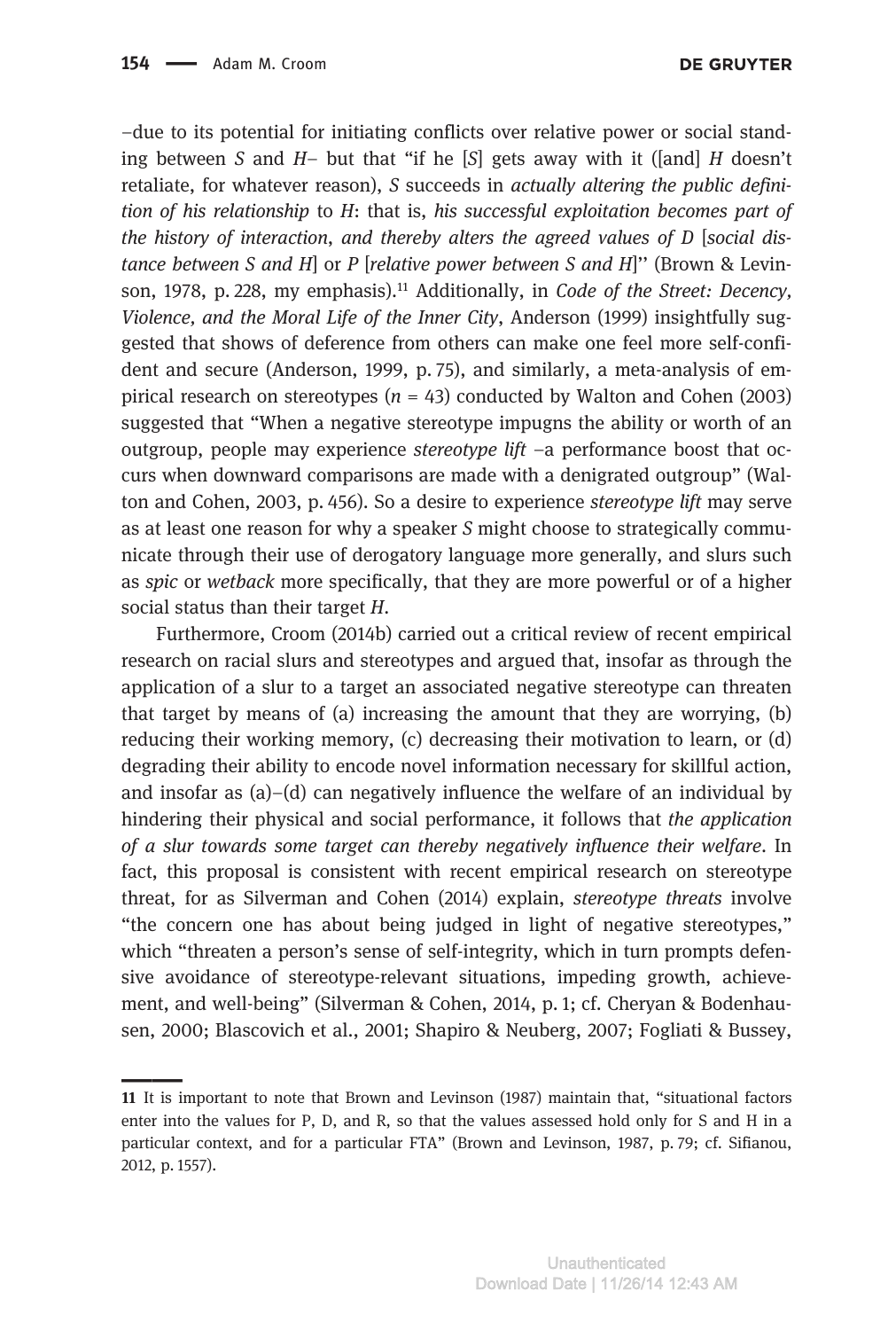–due to its potential for initiating conflicts over relative power or social standing between *S* and *H*– but that "if he [*S*] gets away with it ([and] *H* doesn't retaliate, for whatever reason), *S* succeeds in *actually altering the public definition of his relationship* to *H*: that is, *his successful exploitation becomes part of the history of interaction, and thereby alters the agreed values of D* [*social distance between S and H*] or *P* [*relative power between S and H*]'' (Brown & Levinson, 1978, p. 228, my emphasis).[11] Additionally, in *Code of the Street: Decency, Violence, and the Moral Life of the Inner City*, Anderson (1999) insightfully suggested that shows of deference from others can make one feel more self-confident and secure (Anderson, 1999, p. 75), and similarly, a meta-analysis of empirical research on stereotypes ($n = 43$) conducted by Walton and Cohen (2003) suggested that "When a negative stereotype impugns the ability or worth of an outgroup, people may experience *stereotype lift* –a performance boost that occurs when downward comparisons are made with a denigrated outgroup" (Walton and Cohen, 2003, p. 456). So a desire to experience *stereotype lift* may serve as at least one reason for why a speaker *S* might choose to strategically communicate through their use of derogatory language more generally, and slurs such as *spic* or *wetback* more specifically, that they are more powerful or of a higher social status than their target *H*.

Furthermore, Croom (2014b) carried out a critical review of recent empirical research on racial slurs and stereotypes and argued that, insofar as through the application of a slur to a target an associated negative stereotype can threaten that target by means of (a) increasing the amount that they are worrying, (b) reducing their working memory, (c) decreasing their motivation to learn, or (d) degrading their ability to encode novel information necessary for skillful action, and insofar as (a)–(d) can negatively influence the welfare of an individual by hindering their physical and social performance, it follows that *the application of a slur towards some target can thereby negatively influence their welfare*. In fact, this proposal is consistent with recent empirical research on stereotype threat, for as Silverman and Cohen (2014) explain, *stereotype threats* involve "the concern one has about being judged in light of negative stereotypes," which "threaten a person's sense of self-integrity, which in turn prompts defensive avoidance of stereotype-relevant situations, impeding growth, achievement, and well-being" (Silverman & Cohen, 2014, p. 1; cf. Cheryan & Bodenhausen, 2000; Blascovich et al., 2001; Shapiro & Neuberg, 2007; Fogliati & Bussey,

---

11 It is important to note that Brown and Levinson (1987) maintain that, "situational factors enter into the values for P, D, and R, so that the values assessed hold only for S and H in a particular context, and for a particular FTA" (Brown and Levinson, 1987, p. 79; cf. Sifianou, 2012, p. 1557).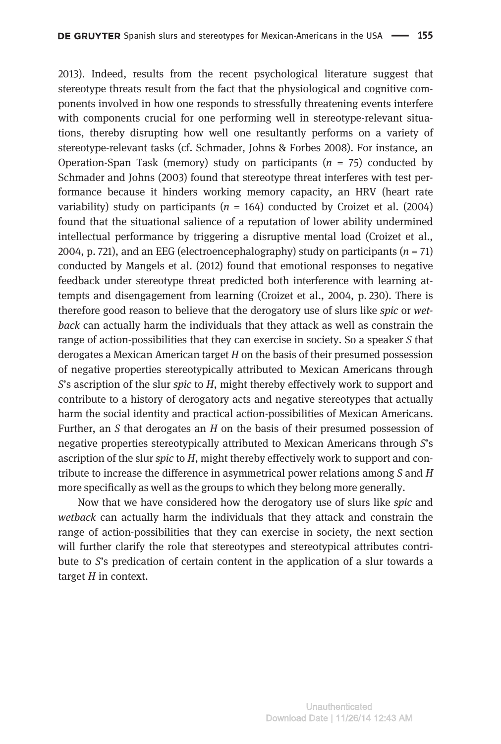2013). Indeed, results from the recent psychological literature suggest that stereotype threats result from the fact that the physiological and cognitive components involved in how one responds to stressfully threatening events interfere with components crucial for one performing well in stereotype-relevant situations, thereby disrupting how well one resultantly performs on a variety of stereotype-relevant tasks (cf. Schmader, Johns & Forbes 2008). For instance, an Operation-Span Task (memory) study on participants ($n$ = 75) conducted by Schmader and Johns (2003) found that stereotype threat interferes with test performance because it hinders working memory capacity, an HRV (heart rate variability) study on participants ($n$ = 164) conducted by Croizet et al. (2004) found that the situational salience of a reputation of lower ability undermined intellectual performance by triggering a disruptive mental load (Croizet et al., 2004, p. 721), and an EEG (electroencephalography) study on participants ($n$ = 71) conducted by Mangels et al. (2012) found that emotional responses to negative feedback under stereotype threat predicted both interference with learning attempts and disengagement from learning (Croizet et al., 2004, p. 230). There is therefore good reason to believe that the derogatory use of slurs like *spic* or *wetback* can actually harm the individuals that they attack as well as constrain the range of action-possibilities that they can exercise in society. So a speaker *S* that derogates a Mexican American target *H* on the basis of their presumed possession of negative properties stereotypically attributed to Mexican Americans through *S*'s ascription of the slur *spic* to *H*, might thereby effectively work to support and contribute to a history of derogatory acts and negative stereotypes that actually harm the social identity and practical action-possibilities of Mexican Americans. Further, an *S* that derogates an *H* on the basis of their presumed possession of negative properties stereotypically attributed to Mexican Americans through *S*'s ascription of the slur *spic* to *H*, might thereby effectively work to support and contribute to increase the difference in asymmetrical power relations among *S* and *H* more specifically as well as the groups to which they belong more generally.

Now that we have considered how the derogatory use of slurs like *spic* and *wetback* can actually harm the individuals that they attack and constrain the range of action-possibilities that they can exercise in society, the next section will further clarify the role that stereotypes and stereotypical attributes contribute to *S*'s predication of certain content in the application of a slur towards a target *H* in context.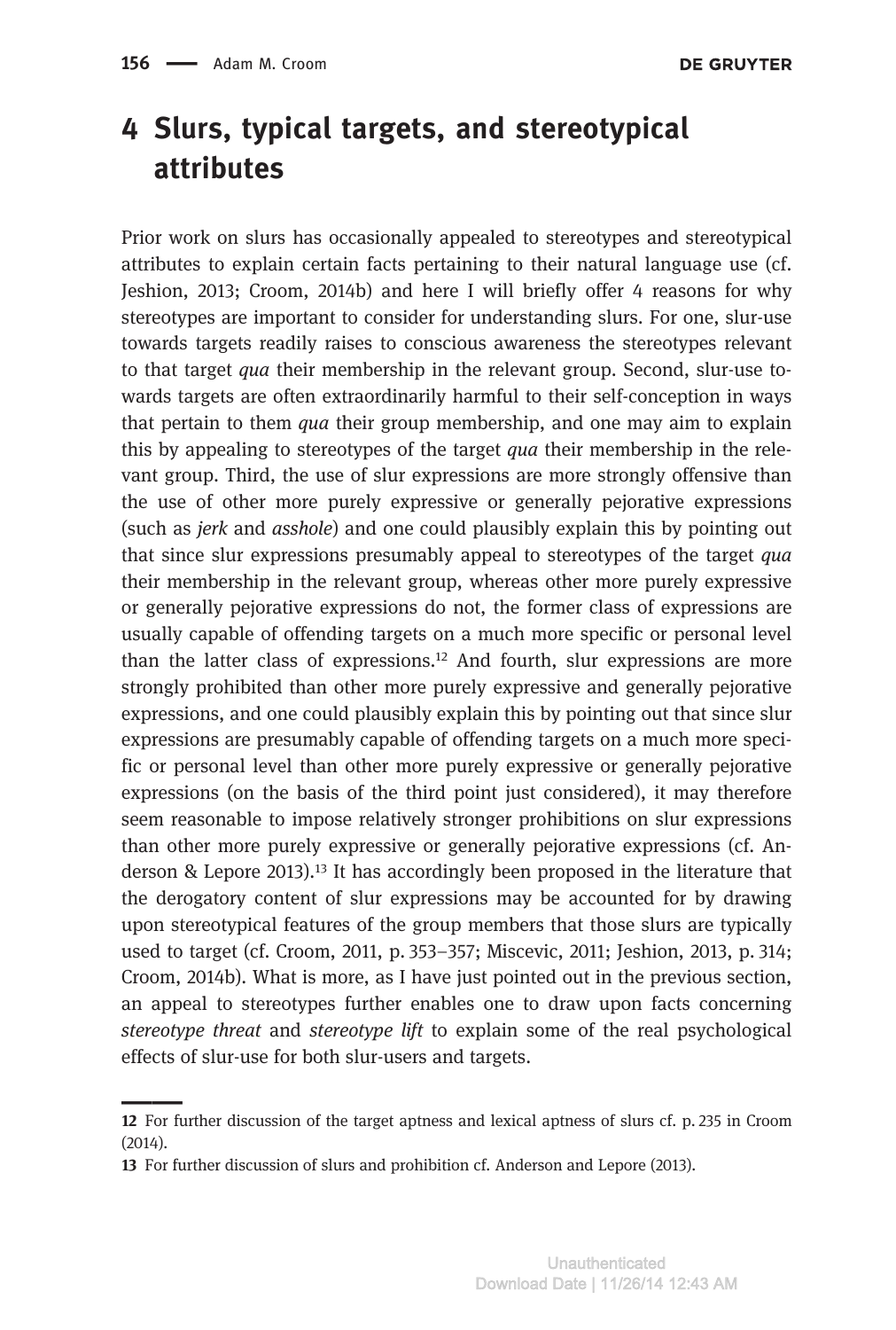## 4 Slurs, typical targets, and stereotypical attributes

Prior work on slurs has occasionally appealed to stereotypes and stereotypical attributes to explain certain facts pertaining to their natural language use (cf. Jeshion, 2013; Croom, 2014b) and here I will briefly offer 4 reasons for why stereotypes are important to consider for understanding slurs. For one, slur-use towards targets readily raises to conscious awareness the stereotypes relevant to that target *qua* their membership in the relevant group. Second, slur-use towards targets are often extraordinarily harmful to their self-conception in ways that pertain to them *qua* their group membership, and one may aim to explain this by appealing to stereotypes of the target *qua* their membership in the relevant group. Third, the use of slur expressions are more strongly offensive than the use of other more purely expressive or generally pejorative expressions (such as *jerk* and *asshole*) and one could plausibly explain this by pointing out that since slur expressions presumably appeal to stereotypes of the target *qua* their membership in the relevant group, whereas other more purely expressive or generally pejorative expressions do not, the former class of expressions are usually capable of offending targets on a much more specific or personal level than the latter class of expressions.[12] And fourth, slur expressions are more strongly prohibited than other more purely expressive and generally pejorative expressions, and one could plausibly explain this by pointing out that since slur expressions are presumably capable of offending targets on a much more specific or personal level than other more purely expressive or generally pejorative expressions (on the basis of the third point just considered), it may therefore seem reasonable to impose relatively stronger prohibitions on slur expressions than other more purely expressive or generally pejorative expressions (cf. Anderson & Lepore 2013).[13] It has accordingly been proposed in the literature that the derogatory content of slur expressions may be accounted for by drawing upon stereotypical features of the group members that those slurs are typically used to target (cf. Croom, 2011, p. 353–357; Miscevic, 2011; Jeshion, 2013, p. 314; Croom, 2014b). What is more, as I have just pointed out in the previous section, an appeal to stereotypes further enables one to draw upon facts concerning *stereotype threat* and *stereotype lift* to explain some of the real psychological effects of slur-use for both slur-users and targets.

---

12 For further discussion of the target aptness and lexical aptness of slurs cf. p. 235 in Croom (2014).

13 For further discussion of slurs and prohibition cf. Anderson and Lepore (2013).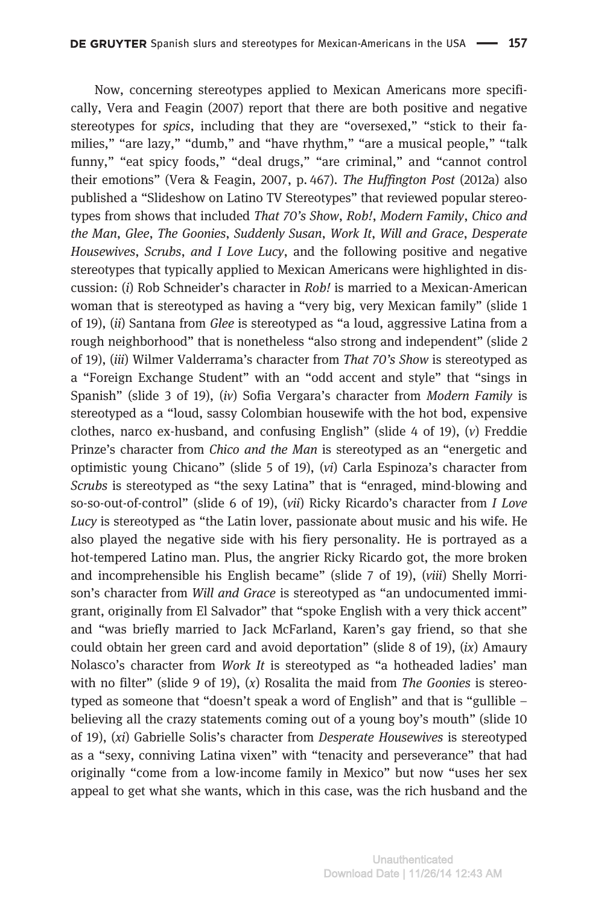Now, concerning stereotypes applied to Mexican Americans more specifically, Vera and Feagin (2007) report that there are both positive and negative stereotypes for *spics*, including that they are "oversexed," "stick to their families," "are lazy," "dumb," and "have rhythm," "are a musical people," "talk funny," "eat spicy foods," "deal drugs," "are criminal," and "cannot control their emotions" (Vera & Feagin, 2007, p. 467). *The Huffington Post* (2012a) also published a "Slideshow on Latino TV Stereotypes" that reviewed popular stereotypes from shows that included *That 70's Show*, *Rob!*, *Modern Family*, *Chico and the Man*, *Glee*, *The Goonies*, *Suddenly Susan*, *Work It*, *Will and Grace*, *Desperate Housewives*, *Scrubs*, *and I Love Lucy*, and the following positive and negative stereotypes that typically applied to Mexican Americans were highlighted in discussion: (*i*) Rob Schneider's character in *Rob!* is married to a Mexican-American woman that is stereotyped as having a "very big, very Mexican family" (slide 1 of 19), (*ii*) Santana from *Glee* is stereotyped as "a loud, aggressive Latina from a rough neighborhood" that is nonetheless "also strong and independent" (slide 2 of 19), (*iii*) Wilmer Valderrama's character from *That 70's Show* is stereotyped as a "Foreign Exchange Student" with an "odd accent and style" that "sings in Spanish" (slide 3 of 19), (*iv*) Sofia Vergara's character from *Modern Family* is stereotyped as a "loud, sassy Colombian housewife with the hot bod, expensive clothes, narco ex-husband, and confusing English" (slide 4 of 19), (*v*) Freddie Prinze's character from *Chico and the Man* is stereotyped as an "energetic and optimistic young Chicano" (slide 5 of 19), (*vi*) Carla Espinoza's character from *Scrubs* is stereotyped as "the sexy Latina" that is "enraged, mind-blowing and so-so-out-of-control" (slide 6 of 19), (*vii*) Ricky Ricardo's character from *I Love Lucy* is stereotyped as "the Latin lover, passionate about music and his wife. He also played the negative side with his fiery personality. He is portrayed as a hot-tempered Latino man. Plus, the angrier Ricky Ricardo got, the more broken and incomprehensible his English became" (slide 7 of 19), (*viii*) Shelly Morrison's character from *Will and Grace* is stereotyped as "an undocumented immigrant, originally from El Salvador" that "spoke English with a very thick accent" and "was briefly married to Jack McFarland, Karen's gay friend, so that she could obtain her green card and avoid deportation" (slide 8 of 19), (*ix*) Amaury Nolasco's character from *Work It* is stereotyped as "a hotheaded ladies' man with no filter" (slide 9 of 19), (*x*) Rosalita the maid from *The Goonies* is stereotyped as someone that "doesn't speak a word of English" and that is "gullible – believing all the crazy statements coming out of a young boy's mouth" (slide 10 of 19), (*xi*) Gabrielle Solis's character from *Desperate Housewives* is stereotyped as a "sexy, conniving Latina vixen" with "tenacity and perseverance" that had originally "come from a low-income family in Mexico" but now "uses her sex appeal to get what she wants, which in this case, was the rich husband and the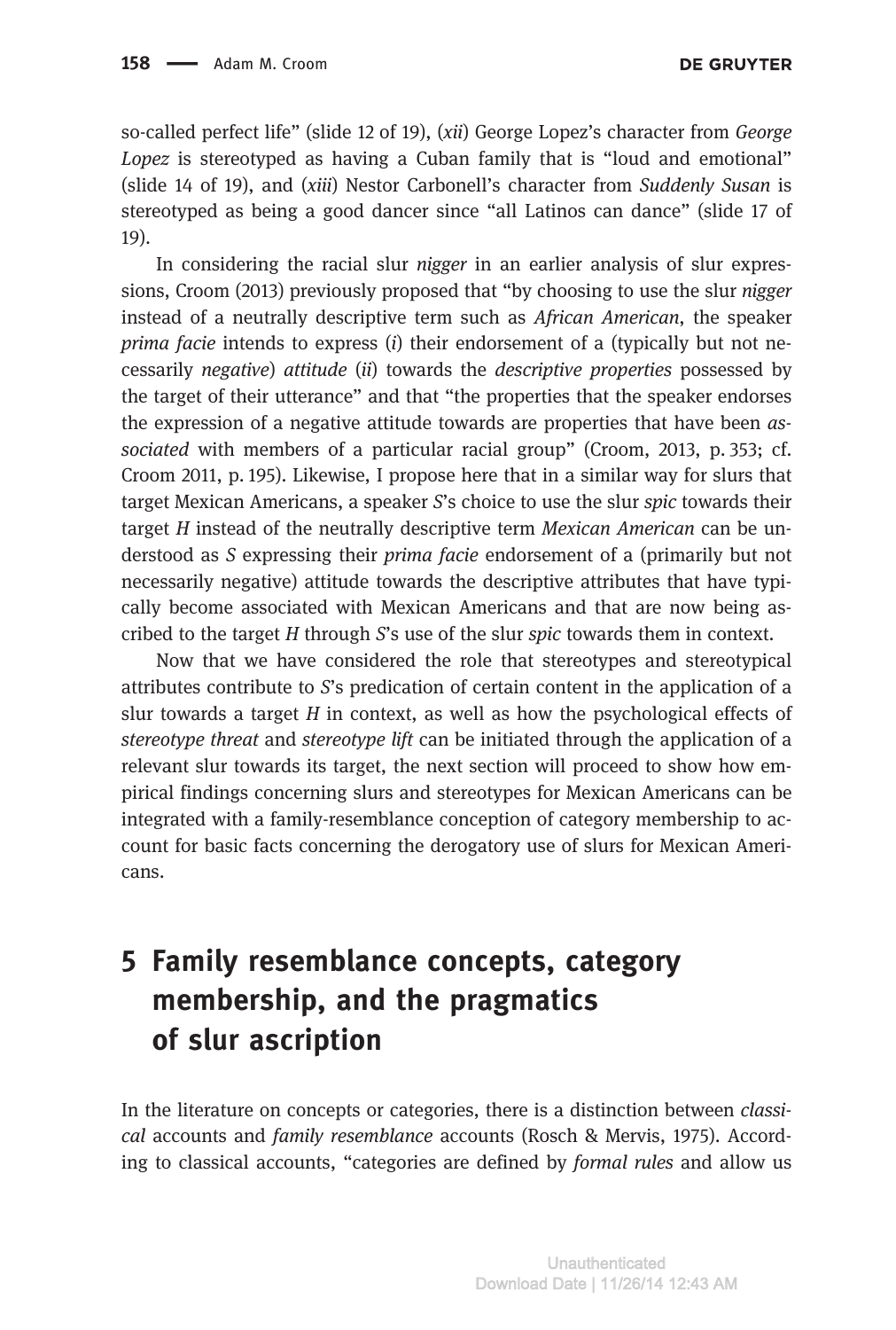so-called perfect life" (slide 12 of 19), (*xii*) George Lopez's character from *George Lopez* is stereotyped as having a Cuban family that is "loud and emotional" (slide 14 of 19), and (*xiii*) Nestor Carbonell's character from *Suddenly Susan* is stereotyped as being a good dancer since "all Latinos can dance" (slide 17 of 19).

In considering the racial slur *nigger* in an earlier analysis of slur expressions, Croom (2013) previously proposed that "by choosing to use the slur *nigger* instead of a neutrally descriptive term such as *African American*, the speaker *prima facie* intends to express (*i*) their endorsement of a (typically but not necessarily *negative*) *attitude* (*ii*) towards the *descriptive properties* possessed by the target of their utterance" and that "the properties that the speaker endorses the expression of a negative attitude towards are properties that have been *associated* with members of a particular racial group" (Croom, 2013, p. 353; cf. Croom 2011, p. 195). Likewise, I propose here that in a similar way for slurs that target Mexican Americans, a speaker *S*'s choice to use the slur *spic* towards their target *H* instead of the neutrally descriptive term *Mexican American* can be understood as *S* expressing their *prima facie* endorsement of a (primarily but not necessarily negative) attitude towards the descriptive attributes that have typically become associated with Mexican Americans and that are now being ascribed to the target *H* through *S*'s use of the slur *spic* towards them in context.

Now that we have considered the role that stereotypes and stereotypical attributes contribute to *S*'s predication of certain content in the application of a slur towards a target *H* in context, as well as how the psychological effects of *stereotype threat* and *stereotype lift* can be initiated through the application of a relevant slur towards its target, the next section will proceed to show how empirical findings concerning slurs and stereotypes for Mexican Americans can be integrated with a family-resemblance conception of category membership to account for basic facts concerning the derogatory use of slurs for Mexican Americans.

# 5 Family resemblance concepts, category membership, and the pragmatics of slur ascription

In the literature on concepts or categories, there is a distinction between *classical* accounts and *family resemblance* accounts (Rosch & Mervis, 1975). According to classical accounts, "categories are defined by *formal rules* and allow us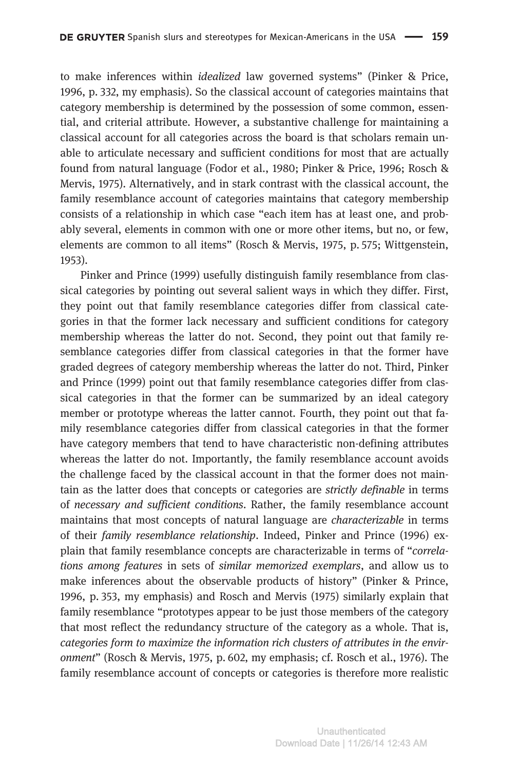to make inferences within *idealized* law governed systems" (Pinker & Price, 1996, p. 332, my emphasis). So the classical account of categories maintains that category membership is determined by the possession of some common, essential, and criterial attribute. However, a substantive challenge for maintaining a classical account for all categories across the board is that scholars remain unable to articulate necessary and sufficient conditions for most that are actually found from natural language (Fodor et al., 1980; Pinker & Price, 1996; Rosch & Mervis, 1975). Alternatively, and in stark contrast with the classical account, the family resemblance account of categories maintains that category membership consists of a relationship in which case "each item has at least one, and probably several, elements in common with one or more other items, but no, or few, elements are common to all items" (Rosch & Mervis, 1975, p. 575; Wittgenstein, 1953).

Pinker and Prince (1999) usefully distinguish family resemblance from classical categories by pointing out several salient ways in which they differ. First, they point out that family resemblance categories differ from classical categories in that the former lack necessary and sufficient conditions for category membership whereas the latter do not. Second, they point out that family resemblance categories differ from classical categories in that the former have graded degrees of category membership whereas the latter do not. Third, Pinker and Prince (1999) point out that family resemblance categories differ from classical categories in that the former can be summarized by an ideal category member or prototype whereas the latter cannot. Fourth, they point out that family resemblance categories differ from classical categories in that the former have category members that tend to have characteristic non-defining attributes whereas the latter do not. Importantly, the family resemblance account avoids the challenge faced by the classical account in that the former does not maintain as the latter does that concepts or categories are *strictly definable* in terms of *necessary and sufficient conditions*. Rather, the family resemblance account maintains that most concepts of natural language are *characterizable* in terms of their *family resemblance relationship*. Indeed, Pinker and Prince (1996) explain that family resemblance concepts are characterizable in terms of "*correlations among features* in sets of *similar memorized exemplars*, and allow us to make inferences about the observable products of history" (Pinker & Prince, 1996, p. 353, my emphasis) and Rosch and Mervis (1975) similarly explain that family resemblance "prototypes appear to be just those members of the category that most reflect the redundancy structure of the category as a whole. That is, *categories form to maximize the information rich clusters of attributes in the environment*" (Rosch & Mervis, 1975, p. 602, my emphasis; cf. Rosch et al., 1976). The family resemblance account of concepts or categories is therefore more realistic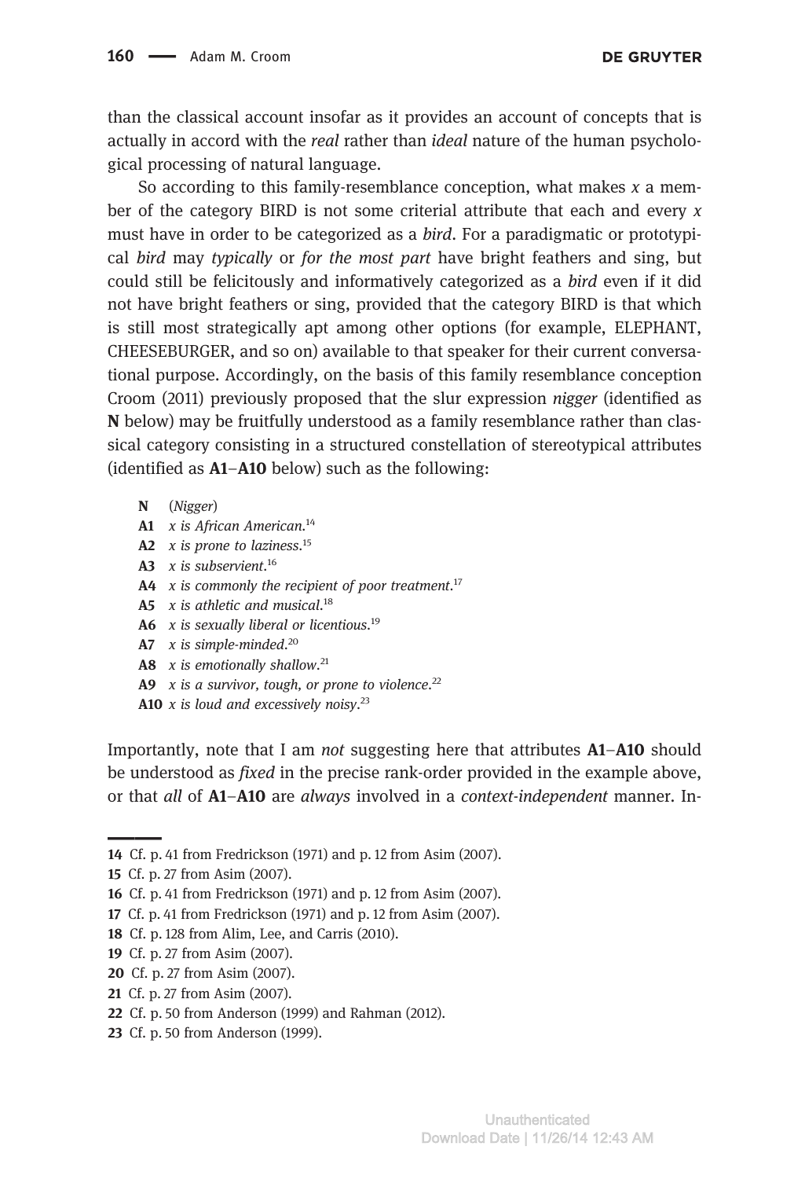than the classical account insofar as it provides an account of concepts that is actually in accord with the *real* rather than *ideal* nature of the human psychological processing of natural language.

So according to this family-resemblance conception, what makes *x* a member of the category BIRD is not some criterial attribute that each and every *x* must have in order to be categorized as a *bird*. For a paradigmatic or prototypical *bird* may *typically* or *for the most part* have bright feathers and sing, but could still be felicitously and informatively categorized as a *bird* even if it did not have bright feathers or sing, provided that the category BIRD is that which is still most strategically apt among other options (for example, ELEPHANT, CHEESEBURGER, and so on) available to that speaker for their current conversational purpose. Accordingly, on the basis of this family resemblance conception Croom (2011) previously proposed that the slur expression *nigger* (identified as **N** below) may be fruitfully understood as a family resemblance rather than classical category consisting in a structured constellation of stereotypical attributes (identified as **A1**–**A10** below) such as the following:

- **N** (*Nigger*)
- **A1** *x is African American*.[14]
- **A2** *x is prone to laziness*.[15]
- **A3** *x is subservient*.[16]
- **A4** *x is commonly the recipient of poor treatment*.[17]
- **A5** *x is athletic and musical*.[18]
- **A6** *x is sexually liberal or licentious*.[19]
- **A7** *x is simple-minded*.[20]
- **A8** *x is emotionally shallow*.[21]
- **A9** *x is a survivor, tough, or prone to violence*.[22]
- **A10** *x is loud and excessively noisy*.[23]

Importantly, note that I am *not* suggesting here that attributes **A1**–**A10** should be understood as *fixed* in the precise rank-order provided in the example above, or that *all* of **A1**–**A10** are *always* involved in a *context-independent* manner. In-

---

14 Cf. p. 41 from Fredrickson (1971) and p. 12 from Asim (2007).

15 Cf. p. 27 from Asim (2007).

16 Cf. p. 41 from Fredrickson (1971) and p. 12 from Asim (2007).

17 Cf. p. 41 from Fredrickson (1971) and p. 12 from Asim (2007).

18 Cf. p. 128 from Alim, Lee, and Carris (2010).

19 Cf. p. 27 from Asim (2007).

20 Cf. p. 27 from Asim (2007).

21 Cf. p. 27 from Asim (2007).

22 Cf. p. 50 from Anderson (1999) and Rahman (2012).

23 Cf. p. 50 from Anderson (1999).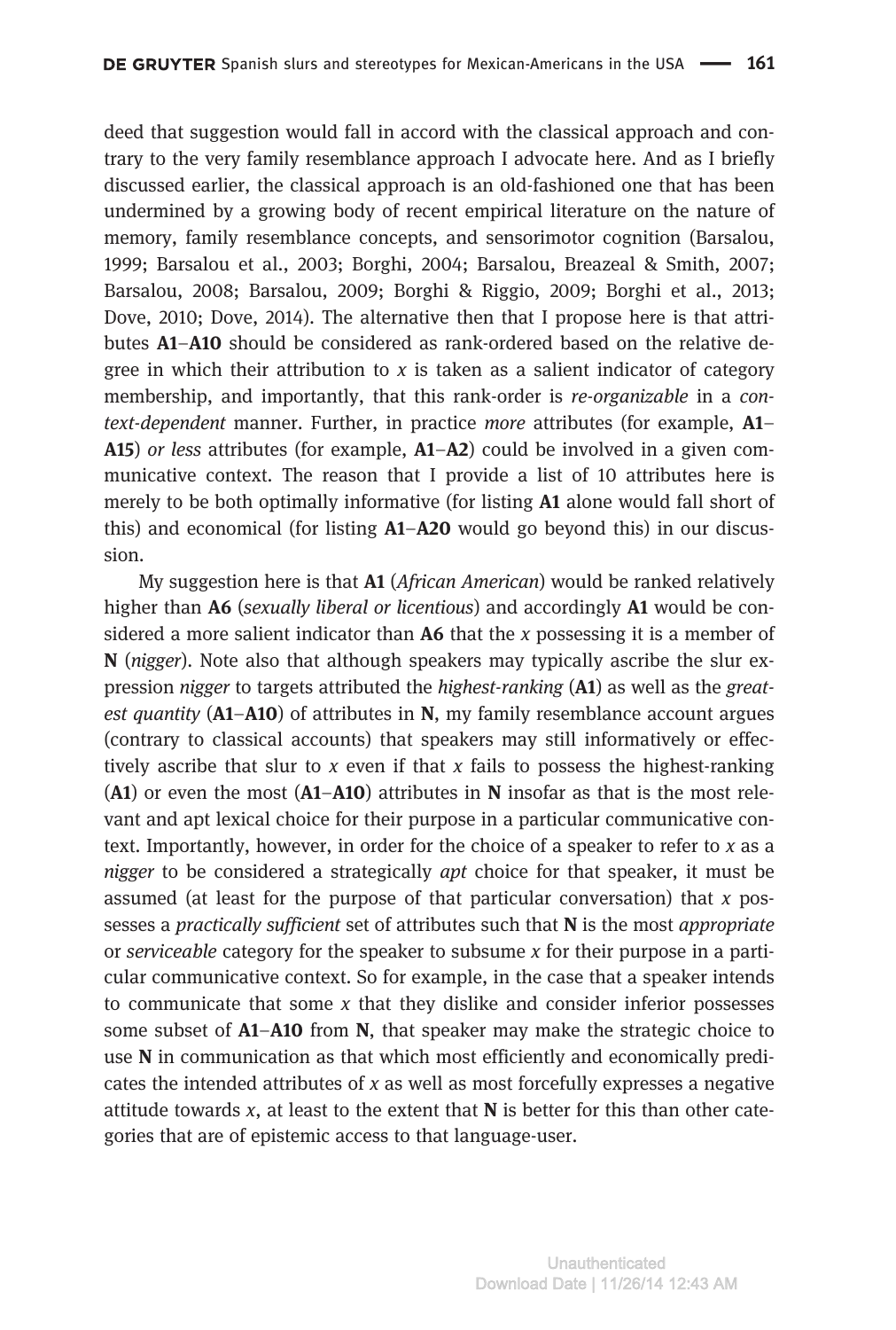deed that suggestion would fall in accord with the classical approach and contrary to the very family resemblance approach I advocate here. And as I briefly discussed earlier, the classical approach is an old-fashioned one that has been undermined by a growing body of recent empirical literature on the nature of memory, family resemblance concepts, and sensorimotor cognition (Barsalou, 1999; Barsalou et al., 2003; Borghi, 2004; Barsalou, Breazeal & Smith, 2007; Barsalou, 2008; Barsalou, 2009; Borghi & Riggio, 2009; Borghi et al., 2013; Dove, 2010; Dove, 2014). The alternative then that I propose here is that attributes **A1**–**A10** should be considered as rank-ordered based on the relative degree in which their attribution to *x* is taken as a salient indicator of category membership, and importantly, that this rank-order is *re-organizable* in a *context-dependent* manner. Further, in practice *more* attributes (for example, **A1**–**A15**) *or less* attributes (for example, **A1**–**A2**) could be involved in a given communicative context. The reason that I provide a list of 10 attributes here is merely to be both optimally informative (for listing **A1** alone would fall short of this) and economical (for listing **A1**–**A20** would go beyond this) in our discussion.

My suggestion here is that **A1** (*African American*) would be ranked relatively higher than **A6** (*sexually liberal or licentious*) and accordingly **A1** would be considered a more salient indicator than **A6** that the *x* possessing it is a member of **N** (*nigger*). Note also that although speakers may typically ascribe the slur expression *nigger* to targets attributed the *highest-ranking* (**A1**) as well as the *greatest quantity* (**A1**–**A10**) of attributes in **N**, my family resemblance account argues (contrary to classical accounts) that speakers may still informatively or effectively ascribe that slur to *x* even if that *x* fails to possess the highest-ranking (**A1**) or even the most (**A1**–**A10**) attributes in **N** insofar as that is the most relevant and apt lexical choice for their purpose in a particular communicative context. Importantly, however, in order for the choice of a speaker to refer to *x* as a *nigger* to be considered a strategically *apt* choice for that speaker, it must be assumed (at least for the purpose of that particular conversation) that *x* possesses a *practically sufficient* set of attributes such that **N** is the most *appropriate* or *serviceable* category for the speaker to subsume *x* for their purpose in a particular communicative context. So for example, in the case that a speaker intends to communicate that some *x* that they dislike and consider inferior possesses some subset of **A1**–**A10** from **N**, that speaker may make the strategic choice to use **N** in communication as that which most efficiently and economically predicates the intended attributes of *x* as well as most forcefully expresses a negative attitude towards *x*, at least to the extent that **N** is better for this than other categories that are of epistemic access to that language-user.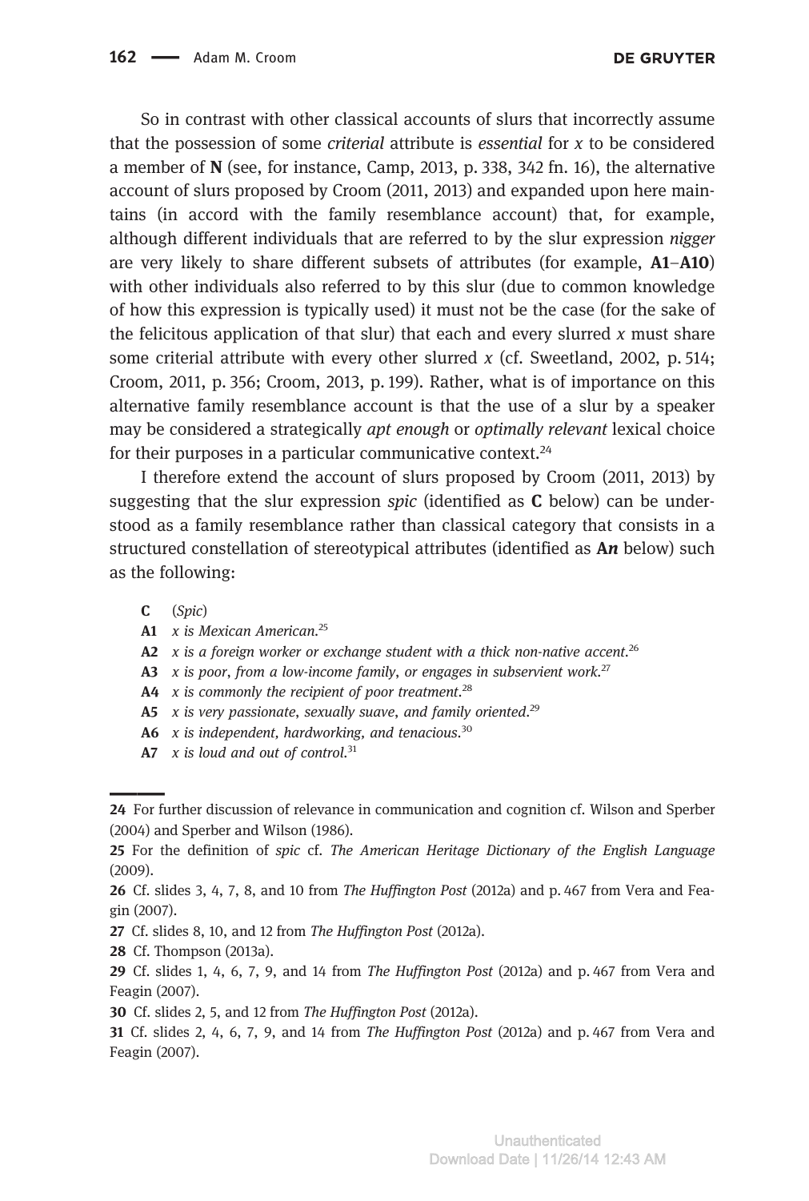So in contrast with other classical accounts of slurs that incorrectly assume that the possession of some *criterial* attribute is *essential* for *x* to be considered a member of **N** (see, for instance, Camp, 2013, p. 338, 342 fn. 16), the alternative account of slurs proposed by Croom (2011, 2013) and expanded upon here maintains (in accord with the family resemblance account) that, for example, although different individuals that are referred to by the slur expression *nigger* are very likely to share different subsets of attributes (for example, **A1**–**A10**) with other individuals also referred to by this slur (due to common knowledge of how this expression is typically used) it must not be the case (for the sake of the felicitous application of that slur) that each and every slurred *x* must share some criterial attribute with every other slurred *x* (cf. Sweetland, 2002, p. 514; Croom, 2011, p. 356; Croom, 2013, p. 199). Rather, what is of importance on this alternative family resemblance account is that the use of a slur by a speaker may be considered a strategically *apt enough* or *optimally relevant* lexical choice for their purposes in a particular communicative context.[24]

I therefore extend the account of slurs proposed by Croom (2011, 2013) by suggesting that the slur expression *spic* (identified as **C** below) can be understood as a family resemblance rather than classical category that consists in a structured constellation of stereotypical attributes (identified as **A*n*** below) such as the following:

- **C** (*Spic*)
- **A1** *x is Mexican American.*[25]
- **A2** *x is a foreign worker or exchange student with a thick non-native accent.*[26]
- **A3** *x is poor, from a low-income family, or engages in subservient work.*[27]
- **A4** *x is commonly the recipient of poor treatment.*[28]
- **A5** *x is very passionate, sexually suave, and family oriented.*[29]
- **A6** *x is independent, hardworking, and tenacious.*[30]
- **A7** *x is loud and out of control.*[31]

---

24 For further discussion of relevance in communication and cognition cf. Wilson and Sperber (2004) and Sperber and Wilson (1986).

25 For the definition of *spic* cf. *The American Heritage Dictionary of the English Language* (2009).

26 Cf. slides 3, 4, 7, 8, and 10 from *The Huffington Post* (2012a) and p. 467 from Vera and Feagin (2007).

27 Cf. slides 8, 10, and 12 from *The Huffington Post* (2012a).

28 Cf. Thompson (2013a).

29 Cf. slides 1, 4, 6, 7, 9, and 14 from *The Huffington Post* (2012a) and p. 467 from Vera and Feagin (2007).

30 Cf. slides 2, 5, and 12 from *The Huffington Post* (2012a).

31 Cf. slides 2, 4, 6, 7, 9, and 14 from *The Huffington Post* (2012a) and p. 467 from Vera and Feagin (2007).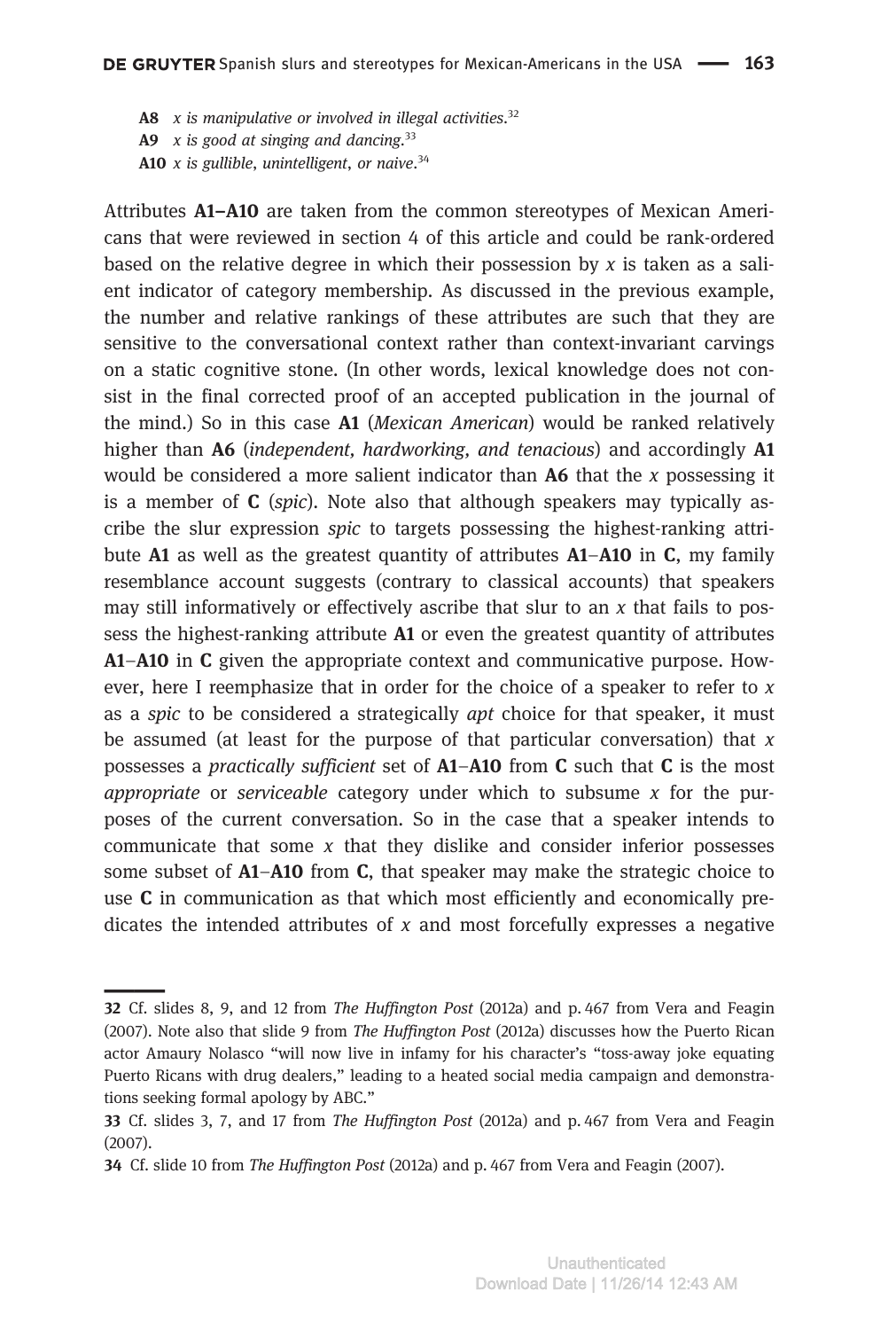**A8** *x is manipulative or involved in illegal activities.*[32]
**A9** *x is good at singing and dancing.*[33]
**A10** *x is gullible, unintelligent, or naive.*[34]

Attributes **A1–A10** are taken from the common stereotypes of Mexican Americans that were reviewed in section 4 of this article and could be rank-ordered based on the relative degree in which their possession by *x* is taken as a salient indicator of category membership. As discussed in the previous example, the number and relative rankings of these attributes are such that they are sensitive to the conversational context rather than context-invariant carvings on a static cognitive stone. (In other words, lexical knowledge does not consist in the final corrected proof of an accepted publication in the journal of the mind.) So in this case **A1** (*Mexican American*) would be ranked relatively higher than **A6** (*independent, hardworking, and tenacious*) and accordingly **A1** would be considered a more salient indicator than **A6** that the *x* possessing it is a member of **C** (*spic*). Note also that although speakers may typically ascribe the slur expression *spic* to targets possessing the highest-ranking attribute **A1** as well as the greatest quantity of attributes **A1**–**A10** in **C**, my family resemblance account suggests (contrary to classical accounts) that speakers may still informatively or effectively ascribe that slur to an *x* that fails to possess the highest-ranking attribute **A1** or even the greatest quantity of attributes **A1**–**A10** in **C** given the appropriate context and communicative purpose. However, here I reemphasize that in order for the choice of a speaker to refer to *x* as a *spic* to be considered a strategically *apt* choice for that speaker, it must be assumed (at least for the purpose of that particular conversation) that *x* possesses a *practically sufficient* set of **A1**–**A10** from **C** such that **C** is the most *appropriate* or *serviceable* category under which to subsume *x* for the purposes of the current conversation. So in the case that a speaker intends to communicate that some *x* that they dislike and consider inferior possesses some subset of **A1**–**A10** from **C**, that speaker may make the strategic choice to use **C** in communication as that which most efficiently and economically predicates the intended attributes of *x* and most forcefully expresses a negative

---

32 Cf. slides 8, 9, and 12 from *The Huffington Post* (2012a) and p. 467 from Vera and Feagin (2007). Note also that slide 9 from *The Huffington Post* (2012a) discusses how the Puerto Rican actor Amaury Nolasco "will now live in infamy for his character's "toss-away joke equating Puerto Ricans with drug dealers," leading to a heated social media campaign and demonstrations seeking formal apology by ABC."

33 Cf. slides 3, 7, and 17 from *The Huffington Post* (2012a) and p. 467 from Vera and Feagin (2007).

34 Cf. slide 10 from *The Huffington Post* (2012a) and p. 467 from Vera and Feagin (2007).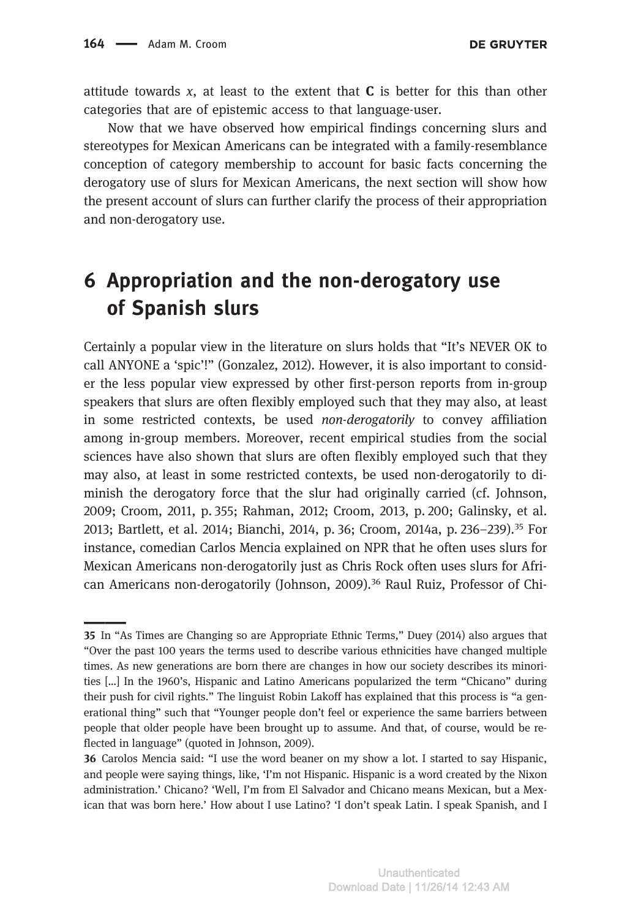attitude towards *x*, at least to the extent that **C** is better for this than other categories that are of epistemic access to that language-user.

Now that we have observed how empirical findings concerning slurs and stereotypes for Mexican Americans can be integrated with a family-resemblance conception of category membership to account for basic facts concerning the derogatory use of slurs for Mexican Americans, the next section will show how the present account of slurs can further clarify the process of their appropriation and non-derogatory use.

## 6 Appropriation and the non-derogatory use of Spanish slurs

Certainly a popular view in the literature on slurs holds that "It's NEVER OK to call ANYONE a 'spic'!" (Gonzalez, 2012). However, it is also important to consider the less popular view expressed by other first-person reports from in-group speakers that slurs are often flexibly employed such that they may also, at least in some restricted contexts, be used *non-derogatorily* to convey affiliation among in-group members. Moreover, recent empirical studies from the social sciences have also shown that slurs are often flexibly employed such that they may also, at least in some restricted contexts, be used non-derogatorily to diminish the derogatory force that the slur had originally carried (cf. Johnson, 2009; Croom, 2011, p. 355; Rahman, 2012; Croom, 2013, p. 200; Galinsky, et al. 2013; Bartlett, et al. 2014; Bianchi, 2014, p. 36; Croom, 2014a, p. 236–239).[35] For instance, comedian Carlos Mencia explained on NPR that he often uses slurs for Mexican Americans non-derogatorily just as Chris Rock often uses slurs for African Americans non-derogatorily (Johnson, 2009).[36] Raul Ruiz, Professor of Chi-

---

**35** In "As Times are Changing so are Appropriate Ethnic Terms," Duey (2014) also argues that "Over the past 100 years the terms used to describe various ethnicities have changed multiple times. As new generations are born there are changes in how our society describes its minorities […] In the 1960's, Hispanic and Latino Americans popularized the term "Chicano" during their push for civil rights." The linguist Robin Lakoff has explained that this process is "a generational thing" such that "Younger people don't feel or experience the same barriers between people that older people have been brought up to assume. And that, of course, would be reflected in language" (quoted in Johnson, 2009).

**36** Carolos Mencia said: "I use the word beaner on my show a lot. I started to say Hispanic, and people were saying things, like, 'I'm not Hispanic. Hispanic is a word created by the Nixon administration.' Chicano? 'Well, I'm from El Salvador and Chicano means Mexican, but a Mexican that was born here.' How about I use Latino? 'I don't speak Latin. I speak Spanish, and I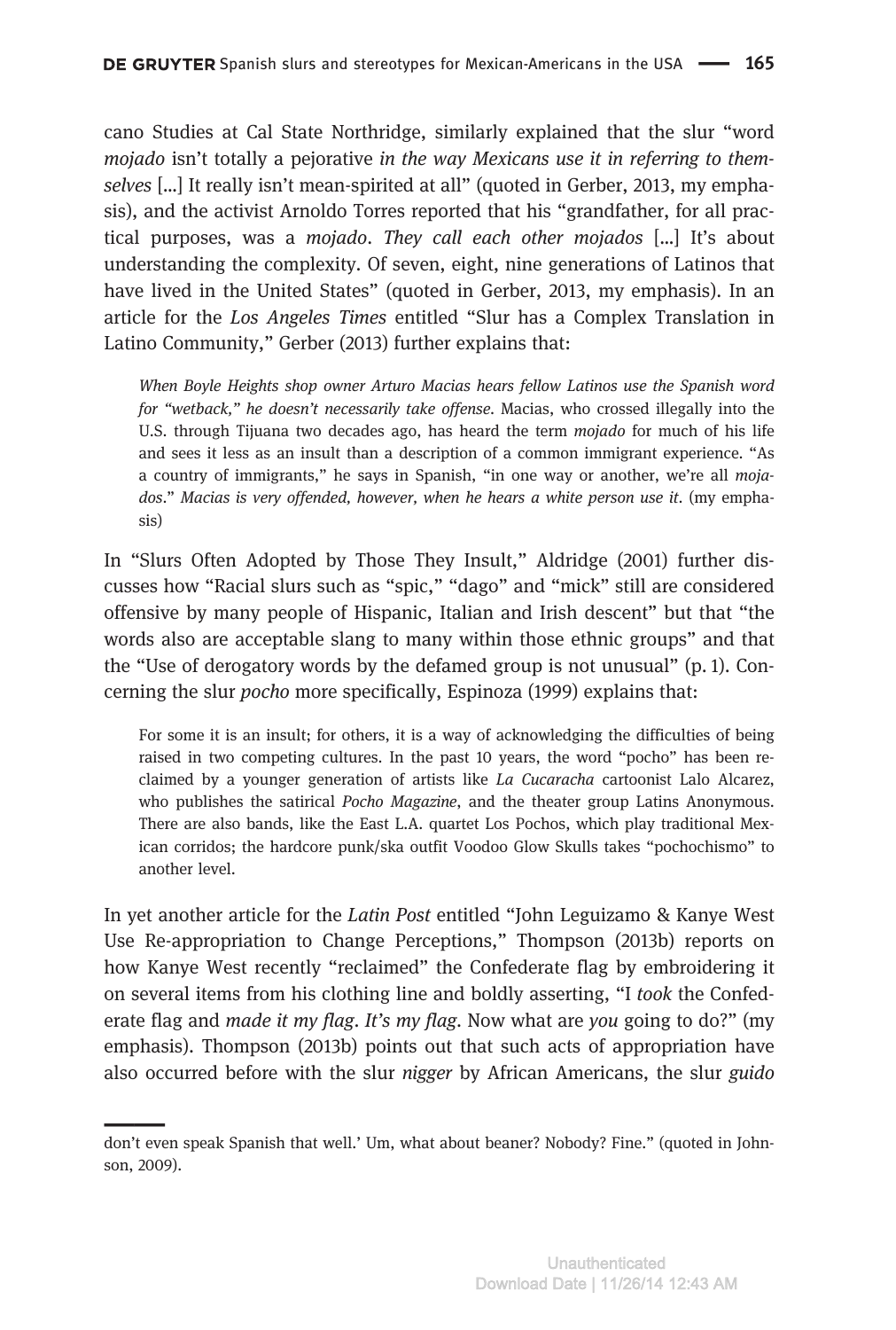cano Studies at Cal State Northridge, similarly explained that the slur "word *mojado* isn't totally a pejorative *in the way Mexicans use it in referring to themselves* [...] It really isn't mean-spirited at all" (quoted in Gerber, 2013, my emphasis), and the activist Arnoldo Torres reported that his "grandfather, for all practical purposes, was a *mojado*. *They call each other mojados* [...] It's about understanding the complexity. Of seven, eight, nine generations of Latinos that have lived in the United States" (quoted in Gerber, 2013, my emphasis). In an article for the *Los Angeles Times* entitled "Slur has a Complex Translation in Latino Community," Gerber (2013) further explains that:

> *When Boyle Heights shop owner Arturo Macias hears fellow Latinos use the Spanish word for "wetback," he doesn't necessarily take offense*. Macias, who crossed illegally into the U.S. through Tijuana two decades ago, has heard the term *mojado* for much of his life and sees it less as an insult than a description of a common immigrant experience. "As a country of immigrants," he says in Spanish, "in one way or another, we're all *mojados*." *Macias is very offended, however, when he hears a white person use it*. (my emphasis)

In "Slurs Often Adopted by Those They Insult," Aldridge (2001) further discusses how "Racial slurs such as "spic," "dago" and "mick" still are considered offensive by many people of Hispanic, Italian and Irish descent" but that "the words also are acceptable slang to many within those ethnic groups" and that the "Use of derogatory words by the defamed group is not unusual" (p. 1). Concerning the slur *pocho* more specifically, Espinoza (1999) explains that:

> For some it is an insult; for others, it is a way of acknowledging the difficulties of being raised in two competing cultures. In the past 10 years, the word "pocho" has been reclaimed by a younger generation of artists like *La Cucaracha* cartoonist Lalo Alcarez, who publishes the satirical *Pocho Magazine*, and the theater group Latins Anonymous. There are also bands, like the East L.A. quartet Los Pochos, which play traditional Mexican corridos; the hardcore punk/ska outfit Voodoo Glow Skulls takes "pochochismo" to another level.

In yet another article for the *Latin Post* entitled "John Leguizamo & Kanye West Use Re-appropriation to Change Perceptions," Thompson (2013b) reports on how Kanye West recently "reclaimed" the Confederate flag by embroidering it on several items from his clothing line and boldly asserting, "I *took* the Confederate flag and *made it my flag*. *It's my flag*. Now what are *you* going to do?" (my emphasis). Thompson (2013b) points out that such acts of appropriation have also occurred before with the slur *nigger* by African Americans, the slur *guido*

don't even speak Spanish that well.' Um, what about beaner? Nobody? Fine." (quoted in Johnson, 2009).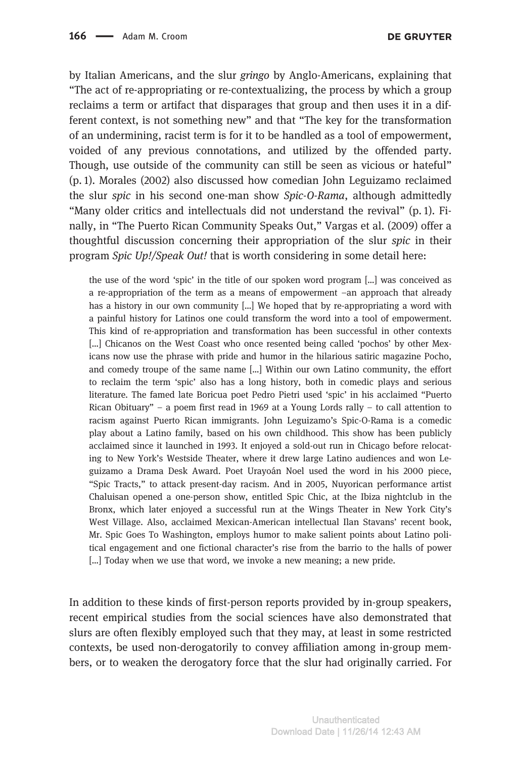by Italian Americans, and the slur *gringo* by Anglo-Americans, explaining that "The act of re-appropriating or re-contextualizing, the process by which a group reclaims a term or artifact that disparages that group and then uses it in a different context, is not something new" and that "The key for the transformation of an undermining, racist term is for it to be handled as a tool of empowerment, voided of any previous connotations, and utilized by the offended party. Though, use outside of the community can still be seen as vicious or hateful" (p. 1). Morales (2002) also discussed how comedian John Leguizamo reclaimed the slur *spic* in his second one-man show *Spic-O-Rama*, although admittedly "Many older critics and intellectuals did not understand the revival" (p. 1). Finally, in "The Puerto Rican Community Speaks Out," Vargas et al. (2009) offer a thoughtful discussion concerning their appropriation of the slur *spic* in their program *Spic Up!/Speak Out!* that is worth considering in some detail here:

> the use of the word 'spic' in the title of our spoken word program [...] was conceived as a re-appropriation of the term as a means of empowerment –an approach that already has a history in our own community [...] We hoped that by re-appropriating a word with a painful history for Latinos one could transform the word into a tool of empowerment. This kind of re-appropriation and transformation has been successful in other contexts [...] Chicanos on the West Coast who once resented being called 'pochos' by other Mexicans now use the phrase with pride and humor in the hilarious satiric magazine Pocho, and comedy troupe of the same name [...] Within our own Latino community, the effort to reclaim the term 'spic' also has a long history, both in comedic plays and serious literature. The famed late Boricua poet Pedro Pietri used 'spic' in his acclaimed "Puerto Rican Obituary" – a poem first read in 1969 at a Young Lords rally – to call attention to racism against Puerto Rican immigrants. John Leguizamo's Spic-O-Rama is a comedic play about a Latino family, based on his own childhood. This show has been publicly acclaimed since it launched in 1993. It enjoyed a sold-out run in Chicago before relocating to New York's Westside Theater, where it drew large Latino audiences and won Leguizamo a Drama Desk Award. Poet Urayoán Noel used the word in his 2000 piece, "Spic Tracts," to attack present-day racism. And in 2005, Nuyorican performance artist Chaluisan opened a one-person show, entitled Spic Chic, at the Ibiza nightclub in the Bronx, which later enjoyed a successful run at the Wings Theater in New York City's West Village. Also, acclaimed Mexican-American intellectual Ilan Stavans' recent book, Mr. Spic Goes To Washington, employs humor to make salient points about Latino political engagement and one fictional character's rise from the barrio to the halls of power [...] Today when we use that word, we invoke a new meaning; a new pride.

In addition to these kinds of first-person reports provided by in-group speakers, recent empirical studies from the social sciences have also demonstrated that slurs are often flexibly employed such that they may, at least in some restricted contexts, be used non-derogatorily to convey affiliation among in-group members, or to weaken the derogatory force that the slur had originally carried. For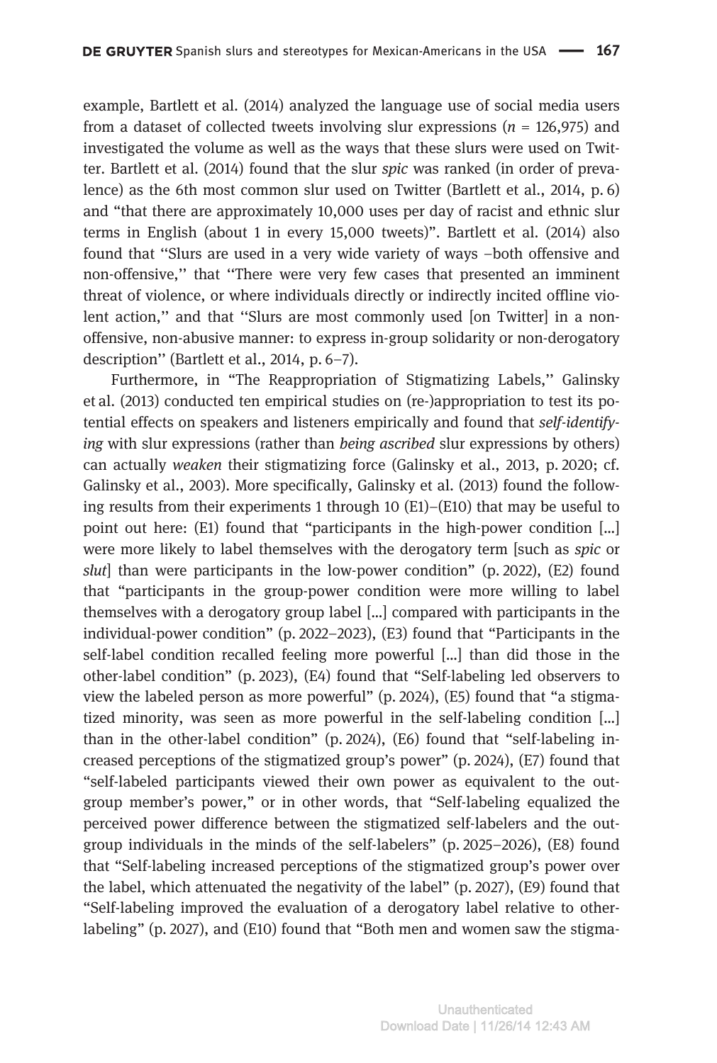example, Bartlett et al. (2014) analyzed the language use of social media users from a dataset of collected tweets involving slur expressions ($n$ = 126,975) and investigated the volume as well as the ways that these slurs were used on Twitter. Bartlett et al. (2014) found that the slur *spic* was ranked (in order of prevalence) as the 6th most common slur used on Twitter (Bartlett et al., 2014, p. 6) and "that there are approximately 10,000 uses per day of racist and ethnic slur terms in English (about 1 in every 15,000 tweets)". Bartlett et al. (2014) also found that ''Slurs are used in a very wide variety of ways –both offensive and non-offensive,'' that ''There were very few cases that presented an imminent threat of violence, or where individuals directly or indirectly incited offline violent action,'' and that ''Slurs are most commonly used [on Twitter] in a non-offensive, non-abusive manner: to express in-group solidarity or non-derogatory description'' (Bartlett et al., 2014, p. 6–7).

Furthermore, in "The Reappropriation of Stigmatizing Labels,'' Galinsky et al. (2013) conducted ten empirical studies on (re-)appropriation to test its potential effects on speakers and listeners empirically and found that *self-identifying* with slur expressions (rather than *being ascribed* slur expressions by others) can actually *weaken* their stigmatizing force (Galinsky et al., 2013, p. 2020; cf. Galinsky et al., 2003). More specifically, Galinsky et al. (2013) found the following results from their experiments 1 through 10 (E1)–(E10) that may be useful to point out here: (E1) found that "participants in the high-power condition [...] were more likely to label themselves with the derogatory term [such as *spic* or *slut*] than were participants in the low-power condition" (p. 2022), (E2) found that "participants in the group-power condition were more willing to label themselves with a derogatory group label [...] compared with participants in the individual-power condition" (p. 2022–2023), (E3) found that "Participants in the self-label condition recalled feeling more powerful [...] than did those in the other-label condition" (p. 2023), (E4) found that "Self-labeling led observers to view the labeled person as more powerful" (p. 2024), (E5) found that "a stigmatized minority, was seen as more powerful in the self-labeling condition [...] than in the other-label condition" (p. 2024), (E6) found that "self-labeling increased perceptions of the stigmatized group's power" (p. 2024), (E7) found that "self-labeled participants viewed their own power as equivalent to the out-group member's power," or in other words, that "Self-labeling equalized the perceived power difference between the stigmatized self-labelers and the out-group individuals in the minds of the self-labelers" (p. 2025–2026), (E8) found that "Self-labeling increased perceptions of the stigmatized group's power over the label, which attenuated the negativity of the label" (p. 2027), (E9) found that "Self-labeling improved the evaluation of a derogatory label relative to other-labeling" (p. 2027), and (E10) found that "Both men and women saw the stigma-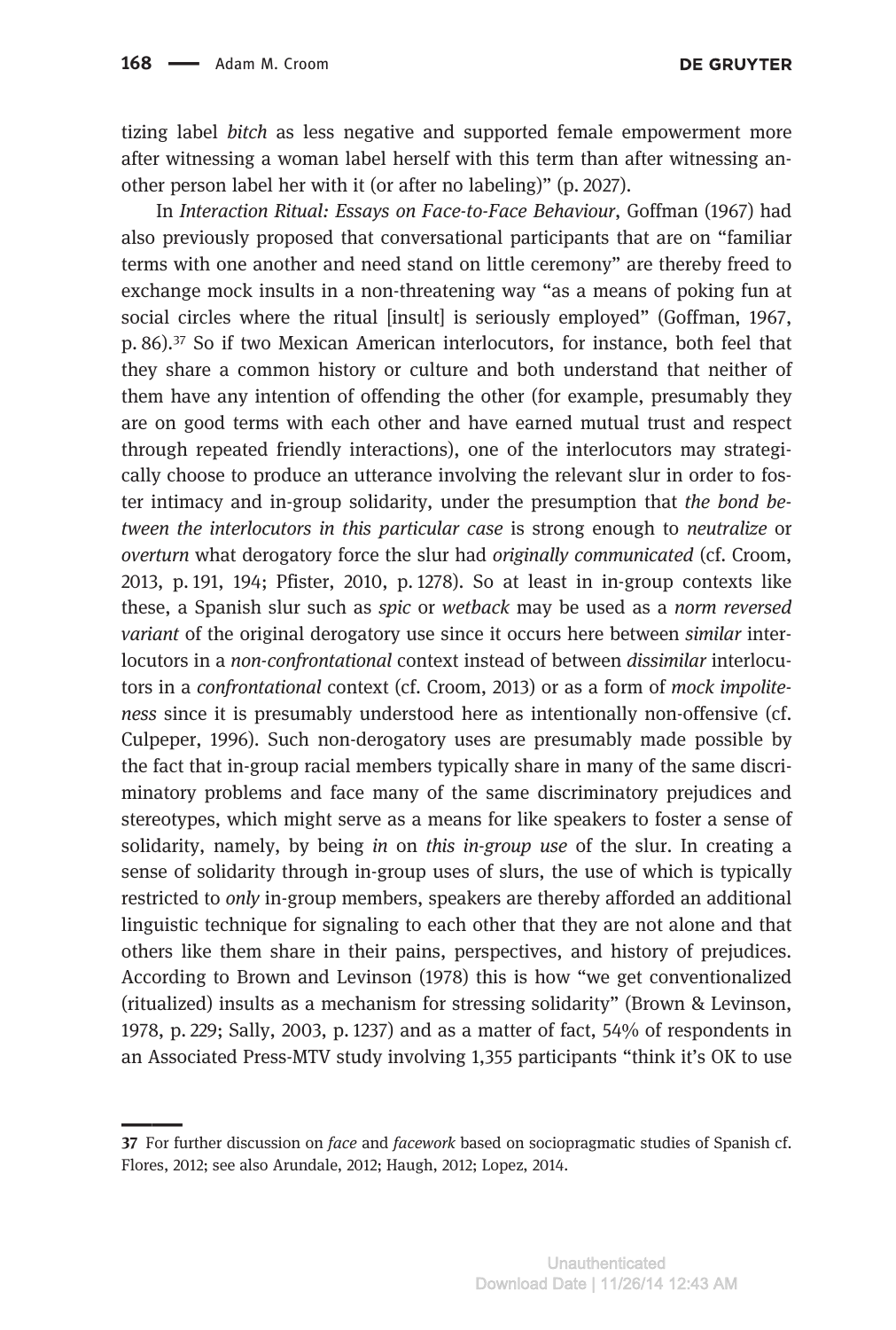tizing label *bitch* as less negative and supported female empowerment more after witnessing a woman label herself with this term than after witnessing another person label her with it (or after no labeling)" (p. 2027).

In *Interaction Ritual: Essays on Face-to-Face Behaviour*, Goffman (1967) had also previously proposed that conversational participants that are on "familiar terms with one another and need stand on little ceremony" are thereby freed to exchange mock insults in a non-threatening way "as a means of poking fun at social circles where the ritual [insult] is seriously employed" (Goffman, 1967, p. 86).[37] So if two Mexican American interlocutors, for instance, both feel that they share a common history or culture and both understand that neither of them have any intention of offending the other (for example, presumably they are on good terms with each other and have earned mutual trust and respect through repeated friendly interactions), one of the interlocutors may strategically choose to produce an utterance involving the relevant slur in order to foster intimacy and in-group solidarity, under the presumption that *the bond between the interlocutors in this particular case* is strong enough to *neutralize* or *overturn* what derogatory force the slur had *originally communicated* (cf. Croom, 2013, p. 191, 194; Pfister, 2010, p. 1278). So at least in in-group contexts like these, a Spanish slur such as *spic* or *wetback* may be used as a *norm reversed variant* of the original derogatory use since it occurs here between *similar* interlocutors in a *non-confrontational* context instead of between *dissimilar* interlocutors in a *confrontational* context (cf. Croom, 2013) or as a form of *mock impoliteness* since it is presumably understood here as intentionally non-offensive (cf. Culpeper, 1996). Such non-derogatory uses are presumably made possible by the fact that in-group racial members typically share in many of the same discriminatory problems and face many of the same discriminatory prejudices and stereotypes, which might serve as a means for like speakers to foster a sense of solidarity, namely, by being *in* on *this in-group use* of the slur. In creating a sense of solidarity through in-group uses of slurs, the use of which is typically restricted to *only* in-group members, speakers are thereby afforded an additional linguistic technique for signaling to each other that they are not alone and that others like them share in their pains, perspectives, and history of prejudices. According to Brown and Levinson (1978) this is how "we get conventionalized (ritualized) insults as a mechanism for stressing solidarity" (Brown & Levinson, 1978, p. 229; Sally, 2003, p. 1237) and as a matter of fact, 54% of respondents in an Associated Press-MTV study involving 1,355 participants "think it's OK to use

---

37 For further discussion on *face* and *facework* based on sociopragmatic studies of Spanish cf. Flores, 2012; see also Arundale, 2012; Haugh, 2012; Lopez, 2014.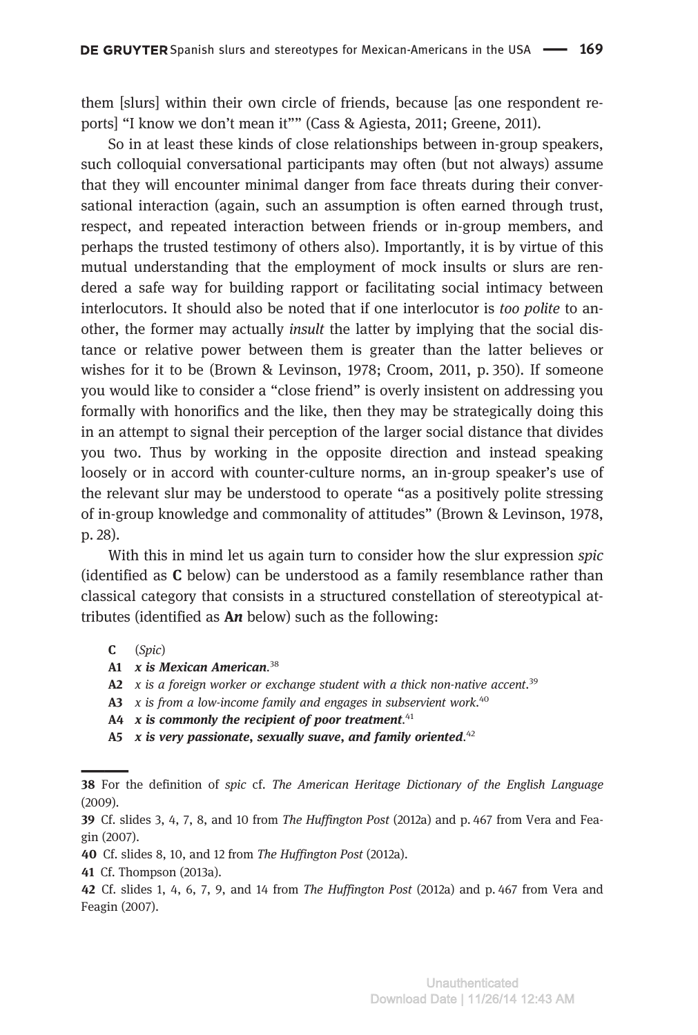them [slurs] within their own circle of friends, because [as one respondent reports] "I know we don't mean it"" (Cass & Agiesta, 2011; Greene, 2011).

So in at least these kinds of close relationships between in-group speakers, such colloquial conversational participants may often (but not always) assume that they will encounter minimal danger from face threats during their conversational interaction (again, such an assumption is often earned through trust, respect, and repeated interaction between friends or in-group members, and perhaps the trusted testimony of others also). Importantly, it is by virtue of this mutual understanding that the employment of mock insults or slurs are rendered a safe way for building rapport or facilitating social intimacy between interlocutors. It should also be noted that if one interlocutor is *too polite* to another, the former may actually *insult* the latter by implying that the social distance or relative power between them is greater than the latter believes or wishes for it to be (Brown & Levinson, 1978; Croom, 2011, p. 350). If someone you would like to consider a "close friend" is overly insistent on addressing you formally with honorifics and the like, then they may be strategically doing this in an attempt to signal their perception of the larger social distance that divides you two. Thus by working in the opposite direction and instead speaking loosely or in accord with counter-culture norms, an in-group speaker's use of the relevant slur may be understood to operate "as a positively polite stressing of in-group knowledge and commonality of attitudes" (Brown & Levinson, 1978, p. 28).

With this in mind let us again turn to consider how the slur expression *spic* (identified as **C** below) can be understood as a family resemblance rather than classical category that consists in a structured constellation of stereotypical attributes (identified as **A*n*** below) such as the following:

**C** (*Spic*)

**A1** ***x is Mexican American***.[38]

**A2** *x is a foreign worker or exchange student with a thick non-native accent*.[39]

**A3** *x is from a low-income family and engages in subservient work*.[40]

**A4** ***x is commonly the recipient of poor treatment***.[41]

**A5** ***x is very passionate, sexually suave, and family oriented***.[42]

---

38 For the definition of *spic* cf. *The American Heritage Dictionary of the English Language* (2009).

39 Cf. slides 3, 4, 7, 8, and 10 from *The Huffington Post* (2012a) and p. 467 from Vera and Feagin (2007).

40 Cf. slides 8, 10, and 12 from *The Huffington Post* (2012a).

41 Cf. Thompson (2013a).

42 Cf. slides 1, 4, 6, 7, 9, and 14 from *The Huffington Post* (2012a) and p. 467 from Vera and Feagin (2007).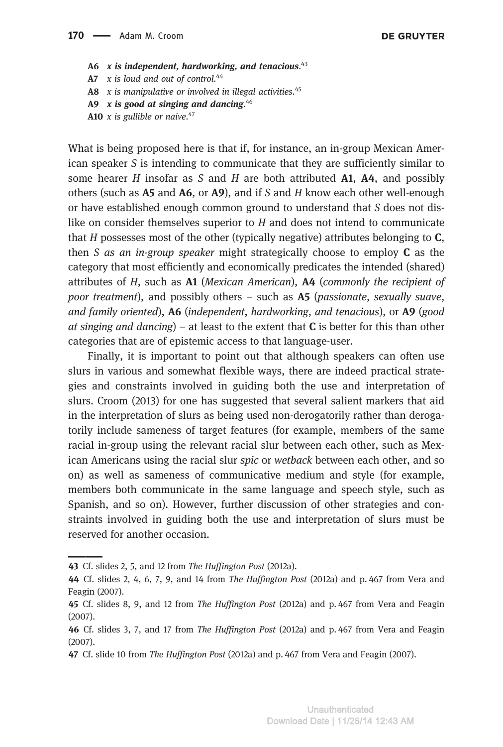**A6** ***x is independent, hardworking, and tenacious***.[43]

**A7** *x is loud and out of control*.[44]

**A8** *x is manipulative or involved in illegal activities*.[45]

**A9** ***x is good at singing and dancing***.[46]

**A10** *x is gullible or naive*.[47]

What is being proposed here is that if, for instance, an in-group Mexican American speaker *S* is intending to communicate that they are sufficiently similar to some hearer *H* insofar as *S* and *H* are both attributed **A1**, **A4**, and possibly others (such as **A5** and **A6**, or **A9**), and if *S* and *H* know each other well-enough or have established enough common ground to understand that *S* does not dislike on consider themselves superior to *H* and does not intend to communicate that *H* possesses most of the other (typically negative) attributes belonging to **C**, then *S as an in-group speaker* might strategically choose to employ **C** as the category that most efficiently and economically predicates the intended (shared) attributes of *H*, such as **A1** (*Mexican American*), **A4** (*commonly the recipient of poor treatment*), and possibly others – such as **A5** (*passionate*, *sexually suave*, *and family oriented*), **A6** (*independent*, *hardworking*, *and tenacious*), or **A9** (*good at singing and dancing*) – at least to the extent that **C** is better for this than other categories that are of epistemic access to that language-user.

Finally, it is important to point out that although speakers can often use slurs in various and somewhat flexible ways, there are indeed practical strategies and constraints involved in guiding both the use and interpretation of slurs. Croom (2013) for one has suggested that several salient markers that aid in the interpretation of slurs as being used non-derogatorily rather than derogatorily include sameness of target features (for example, members of the same racial in-group using the relevant racial slur between each other, such as Mexican Americans using the racial slur *spic* or *wetback* between each other, and so on) as well as sameness of communicative medium and style (for example, members both communicate in the same language and speech style, such as Spanish, and so on). However, further discussion of other strategies and constraints involved in guiding both the use and interpretation of slurs must be reserved for another occasion.

---

43 Cf. slides 2, 5, and 12 from *The Huffington Post* (2012a).

44 Cf. slides 2, 4, 6, 7, 9, and 14 from *The Huffington Post* (2012a) and p. 467 from Vera and Feagin (2007).

45 Cf. slides 8, 9, and 12 from *The Huffington Post* (2012a) and p. 467 from Vera and Feagin (2007).

46 Cf. slides 3, 7, and 17 from *The Huffington Post* (2012a) and p. 467 from Vera and Feagin (2007).

47 Cf. slide 10 from *The Huffington Post* (2012a) and p. 467 from Vera and Feagin (2007).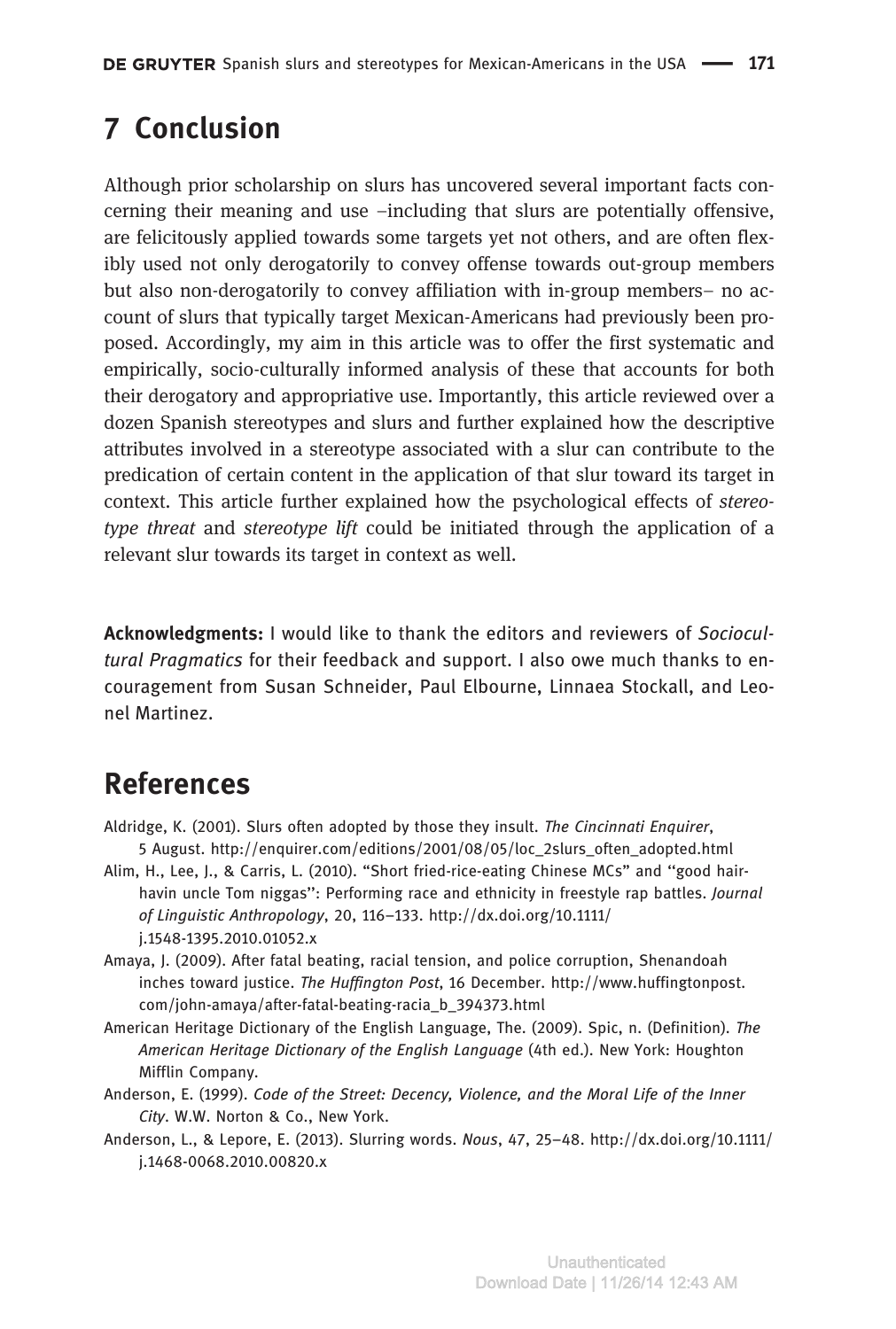## 7 Conclusion

Although prior scholarship on slurs has uncovered several important facts concerning their meaning and use –including that slurs are potentially offensive, are felicitously applied towards some targets yet not others, and are often flexibly used not only derogatorily to convey offense towards out-group members but also non-derogatorily to convey affiliation with in-group members– no account of slurs that typically target Mexican-Americans had previously been proposed. Accordingly, my aim in this article was to offer the first systematic and empirically, socio-culturally informed analysis of these that accounts for both their derogatory and appropriative use. Importantly, this article reviewed over a dozen Spanish stereotypes and slurs and further explained how the descriptive attributes involved in a stereotype associated with a slur can contribute to the predication of certain content in the application of that slur toward its target in context. This article further explained how the psychological effects of *stereotype threat* and *stereotype lift* could be initiated through the application of a relevant slur towards its target in context as well.

**Acknowledgments:** I would like to thank the editors and reviewers of *Sociocultural Pragmatics* for their feedback and support. I also owe much thanks to encouragement from Susan Schneider, Paul Elbourne, Linnaea Stockall, and Leonel Martinez.

## References

Aldridge, K. (2001). Slurs often adopted by those they insult. *The Cincinnati Enquirer*, 5 August. http://enquirer.com/editions/2001/08/05/loc_2slurs_often_adopted.html

Alim, H., Lee, J., & Carris, L. (2010). "Short fried-rice-eating Chinese MCs" and "good hair-havin uncle Tom niggas": Performing race and ethnicity in freestyle rap battles. *Journal of Linguistic Anthropology*, 20, 116–133. http://dx.doi.org/10.1111/j.1548-1395.2010.01052.x

Amaya, J. (2009). After fatal beating, racial tension, and police corruption, Shenandoah inches toward justice. *The Huffington Post*, 16 December. http://www.huffingtonpost.com/john-amaya/after-fatal-beating-racia_b_394373.html

American Heritage Dictionary of the English Language, The. (2009). Spic, n. (Definition). *The American Heritage Dictionary of the English Language* (4th ed.). New York: Houghton Mifflin Company.

Anderson, E. (1999). *Code of the Street: Decency, Violence, and the Moral Life of the Inner City*. W.W. Norton & Co., New York.

Anderson, L., & Lepore, E. (2013). Slurring words. *Nous*, 47, 25–48. http://dx.doi.org/10.1111/j.1468-0068.2010.00820.x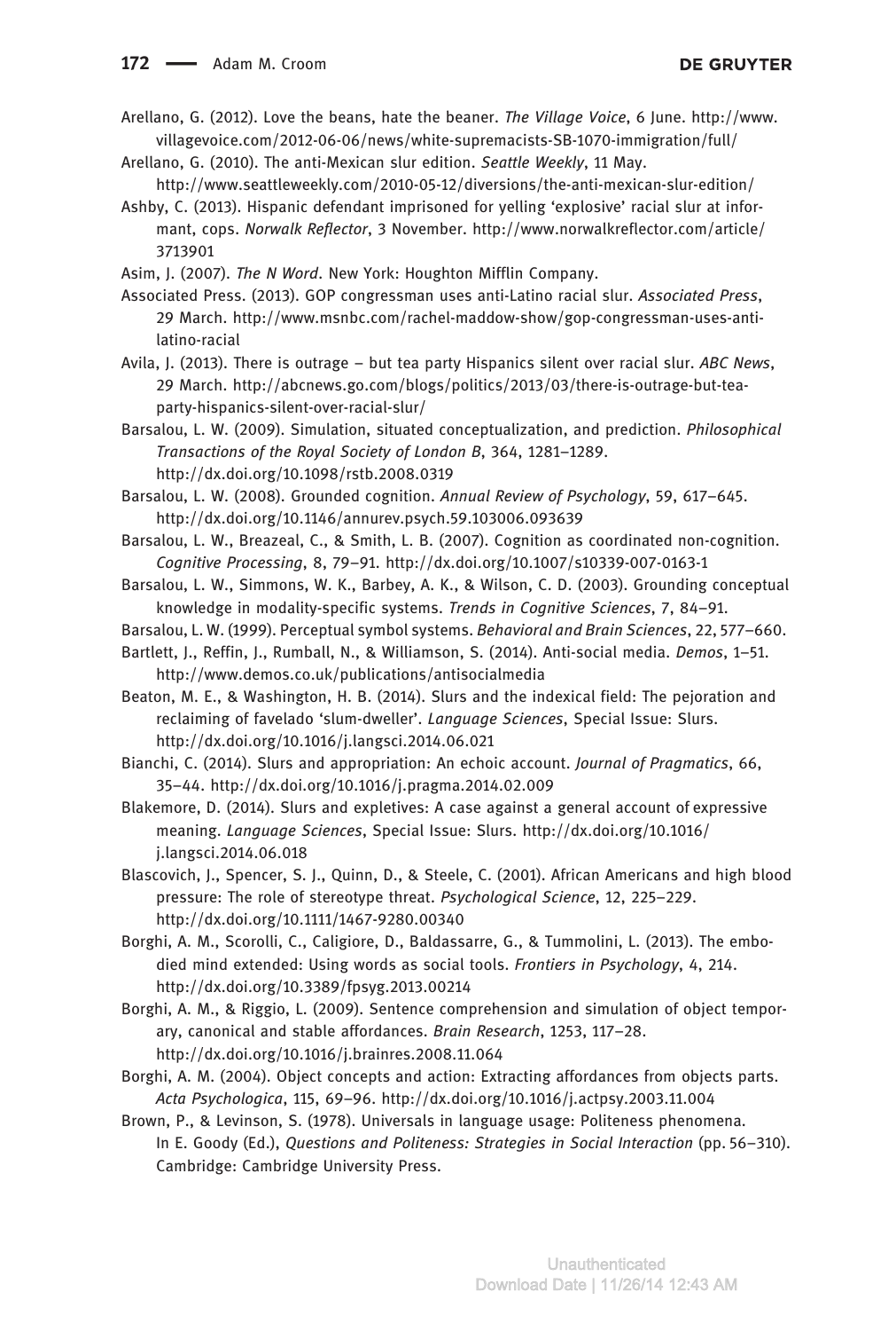Arellano, G. (2012). Love the beans, hate the beaner. *The Village Voice*, 6 June. http://www.villagevoice.com/2012-06-06/news/white-supremacists-SB-1070-immigration/full/

Arellano, G. (2010). The anti-Mexican slur edition. *Seattle Weekly*, 11 May. http://www.seattleweekly.com/2010-05-12/diversions/the-anti-mexican-slur-edition/

Ashby, C. (2013). Hispanic defendant imprisoned for yelling 'explosive' racial slur at informant, cops. *Norwalk Reflector*, 3 November. http://www.norwalkreflector.com/article/3713901

Asim, J. (2007). *The N Word*. New York: Houghton Mifflin Company.

Associated Press. (2013). GOP congressman uses anti-Latino racial slur. *Associated Press*, 29 March. http://www.msnbc.com/rachel-maddow-show/gop-congressman-uses-anti-latino-racial

Avila, J. (2013). There is outrage – but tea party Hispanics silent over racial slur. *ABC News*, 29 March. http://abcnews.go.com/blogs/politics/2013/03/there-is-outrage-but-tea-party-hispanics-silent-over-racial-slur/

Barsalou, L. W. (2009). Simulation, situated conceptualization, and prediction. *Philosophical Transactions of the Royal Society of London B*, 364, 1281–1289. http://dx.doi.org/10.1098/rstb.2008.0319

Barsalou, L. W. (2008). Grounded cognition. *Annual Review of Psychology*, 59, 617–645. http://dx.doi.org/10.1146/annurev.psych.59.103006.093639

Barsalou, L. W., Breazeal, C., & Smith, L. B. (2007). Cognition as coordinated non-cognition. *Cognitive Processing*, 8, 79–91. http://dx.doi.org/10.1007/s10339-007-0163-1

Barsalou, L. W., Simmons, W. K., Barbey, A. K., & Wilson, C. D. (2003). Grounding conceptual knowledge in modality-specific systems. *Trends in Cognitive Sciences*, 7, 84–91.

Barsalou, L. W. (1999). Perceptual symbol systems. *Behavioral and Brain Sciences*, 22, 577–660.

Bartlett, J., Reffin, J., Rumball, N., & Williamson, S. (2014). Anti-social media. *Demos*, 1–51. http://www.demos.co.uk/publications/antisocialmedia

Beaton, M. E., & Washington, H. B. (2014). Slurs and the indexical field: The pejoration and reclaiming of favelado 'slum-dweller'. *Language Sciences*, Special Issue: Slurs. http://dx.doi.org/10.1016/j.langsci.2014.06.021

Bianchi, C. (2014). Slurs and appropriation: An echoic account. *Journal of Pragmatics*, 66, 35–44. http://dx.doi.org/10.1016/j.pragma.2014.02.009

Blakemore, D. (2014). Slurs and expletives: A case against a general account of expressive meaning. *Language Sciences*, Special Issue: Slurs. http://dx.doi.org/10.1016/j.langsci.2014.06.018

Blascovich, J., Spencer, S. J., Quinn, D., & Steele, C. (2001). African Americans and high blood pressure: The role of stereotype threat. *Psychological Science*, 12, 225–229. http://dx.doi.org/10.1111/1467-9280.00340

Borghi, A. M., Scorolli, C., Caligiore, D., Baldassarre, G., & Tummolini, L. (2013). The embodied mind extended: Using words as social tools. *Frontiers in Psychology*, 4, 214. http://dx.doi.org/10.3389/fpsyg.2013.00214

Borghi, A. M., & Riggio, L. (2009). Sentence comprehension and simulation of object temporary, canonical and stable affordances. *Brain Research*, 1253, 117–28. http://dx.doi.org/10.1016/j.brainres.2008.11.064

Borghi, A. M. (2004). Object concepts and action: Extracting affordances from objects parts. *Acta Psychologica*, 115, 69–96. http://dx.doi.org/10.1016/j.actpsy.2003.11.004

Brown, P., & Levinson, S. (1978). Universals in language usage: Politeness phenomena. In E. Goody (Ed.), *Questions and Politeness: Strategies in Social Interaction* (pp. 56–310). Cambridge: Cambridge University Press.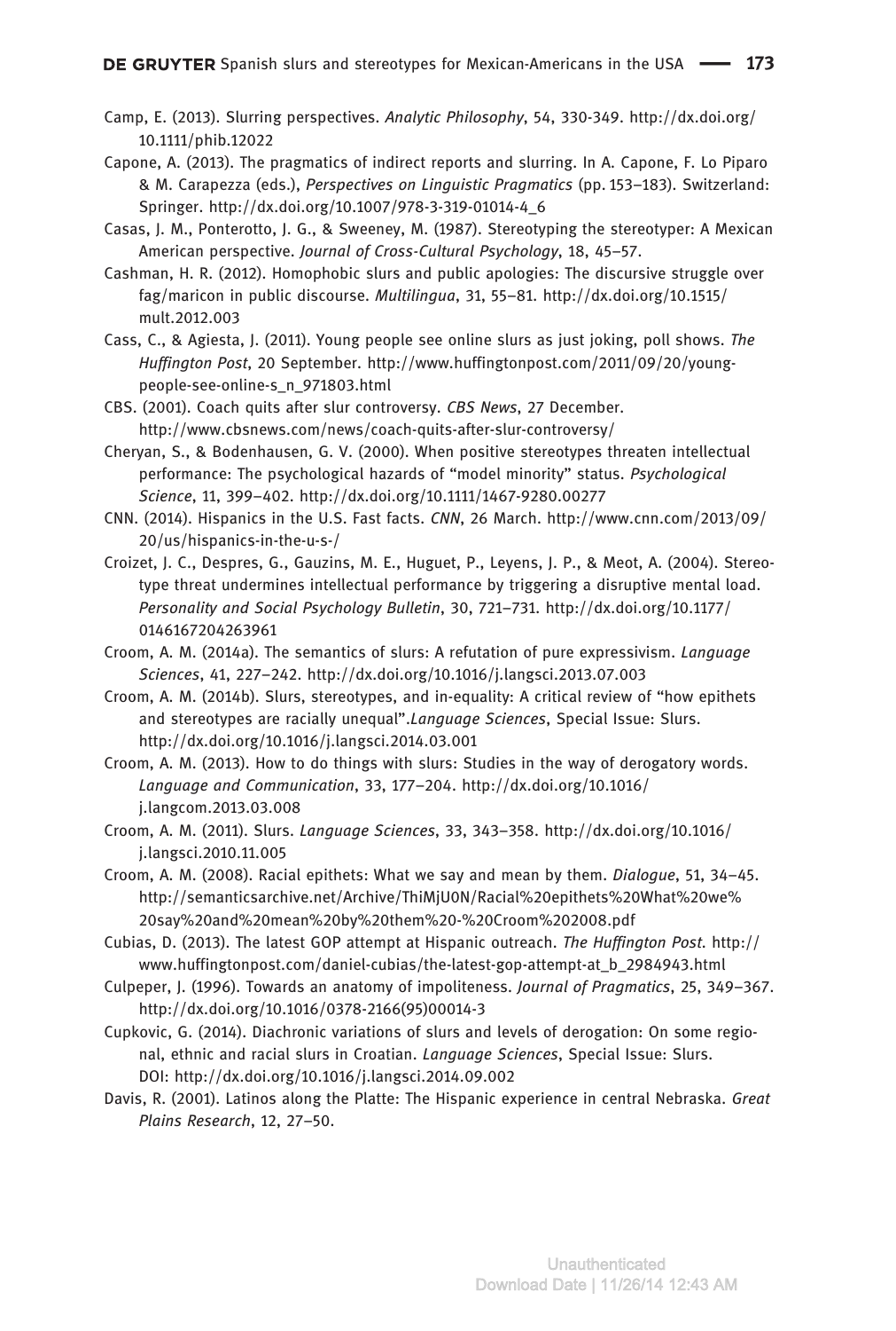Camp, E. (2013). Slurring perspectives. *Analytic Philosophy*, 54, 330-349. http://dx.doi.org/10.1111/phib.12022

Capone, A. (2013). The pragmatics of indirect reports and slurring. In A. Capone, F. Lo Piparo & M. Carapezza (eds.), *Perspectives on Linguistic Pragmatics* (pp. 153–183). Switzerland: Springer. http://dx.doi.org/10.1007/978-3-319-01014-4_6

Casas, J. M., Ponterotto, J. G., & Sweeney, M. (1987). Stereotyping the stereotyper: A Mexican American perspective. *Journal of Cross-Cultural Psychology*, 18, 45–57.

Cashman, H. R. (2012). Homophobic slurs and public apologies: The discursive struggle over fag/maricon in public discourse. *Multilingua*, 31, 55–81. http://dx.doi.org/10.1515/mult.2012.003

Cass, C., & Agiesta, J. (2011). Young people see online slurs as just joking, poll shows. *The Huffington Post*, 20 September. http://www.huffingtonpost.com/2011/09/20/young-people-see-online-s_n_971803.html

CBS. (2001). Coach quits after slur controversy. *CBS News*, 27 December. http://www.cbsnews.com/news/coach-quits-after-slur-controversy/

Cheryan, S., & Bodenhausen, G. V. (2000). When positive stereotypes threaten intellectual performance: The psychological hazards of "model minority" status. *Psychological Science*, 11, 399–402. http://dx.doi.org/10.1111/1467-9280.00277

CNN. (2014). Hispanics in the U.S. Fast facts. *CNN*, 26 March. http://www.cnn.com/2013/09/20/us/hispanics-in-the-u-s-/

Croizet, J. C., Despres, G., Gauzins, M. E., Huguet, P., Leyens, J. P., & Meot, A. (2004). Stereotype threat undermines intellectual performance by triggering a disruptive mental load. *Personality and Social Psychology Bulletin*, 30, 721–731. http://dx.doi.org/10.1177/0146167204263961

Croom, A. M. (2014a). The semantics of slurs: A refutation of pure expressivism. *Language Sciences*, 41, 227–242. http://dx.doi.org/10.1016/j.langsci.2013.07.003

Croom, A. M. (2014b). Slurs, stereotypes, and in-equality: A critical review of "how epithets and stereotypes are racially unequal".*Language Sciences*, Special Issue: Slurs. http://dx.doi.org/10.1016/j.langsci.2014.03.001

Croom, A. M. (2013). How to do things with slurs: Studies in the way of derogatory words. *Language and Communication*, 33, 177–204. http://dx.doi.org/10.1016/j.langcom.2013.03.008

Croom, A. M. (2011). Slurs. *Language Sciences*, 33, 343–358. http://dx.doi.org/10.1016/j.langsci.2010.11.005

Croom, A. M. (2008). Racial epithets: What we say and mean by them. *Dialogue*, 51, 34–45. http://semanticsarchive.net/Archive/ThiMjU0N/Racial%20epithets%20What%20we%20say%20and%20mean%20by%20them%20-%20Croom%202008.pdf

Cubias, D. (2013). The latest GOP attempt at Hispanic outreach. *The Huffington Post*. http://www.huffingtonpost.com/daniel-cubias/the-latest-gop-attempt-at_b_2984943.html

Culpeper, J. (1996). Towards an anatomy of impoliteness. *Journal of Pragmatics*, 25, 349–367. http://dx.doi.org/10.1016/0378-2166(95)00014-3

Cupkovic, G. (2014). Diachronic variations of slurs and levels of derogation: On some regional, ethnic and racial slurs in Croatian. *Language Sciences*, Special Issue: Slurs. DOI: http://dx.doi.org/10.1016/j.langsci.2014.09.002

Davis, R. (2001). Latinos along the Platte: The Hispanic experience in central Nebraska. *Great Plains Research*, 12, 27–50.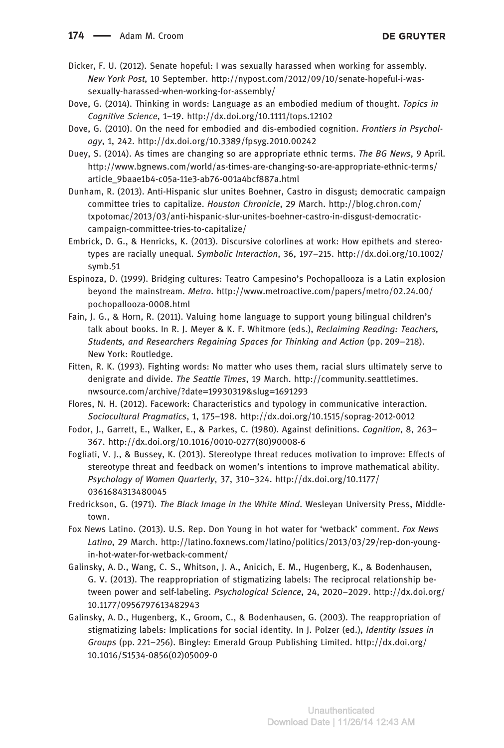Dicker, F. U. (2012). Senate hopeful: I was sexually harassed when working for assembly. *New York Post*, 10 September. http://nypost.com/2012/09/10/senate-hopeful-i-was-sexually-harassed-when-working-for-assembly/

Dove, G. (2014). Thinking in words: Language as an embodied medium of thought. *Topics in Cognitive Science*, 1–19. http://dx.doi.org/10.1111/tops.12102

Dove, G. (2010). On the need for embodied and dis-embodied cognition. *Frontiers in Psychology*, 1, 242. http://dx.doi.org/10.3389/fpsyg.2010.00242

Duey, S. (2014). As times are changing so are appropriate ethnic terms. *The BG News*, 9 April. http://www.bgnews.com/world/as-times-are-changing-so-are-appropriate-ethnic-terms/article_9baae1b4-c05a-11e3-ab76-001a4bcf887a.html

Dunham, R. (2013). Anti-Hispanic slur unites Boehner, Castro in disgust; democratic campaign committee tries to capitalize. *Houston Chronicle*, 29 March. http://blog.chron.com/txpotomac/2013/03/anti-hispanic-slur-unites-boehner-castro-in-disgust-democratic-campaign-committee-tries-to-capitalize/

Embrick, D. G., & Henricks, K. (2013). Discursive colorlines at work: How epithets and stereotypes are racially unequal. *Symbolic Interaction*, 36, 197–215. http://dx.doi.org/10.1002/symb.51

Espinoza, D. (1999). Bridging cultures: Teatro Campesino's Pochopallooza is a Latin explosion beyond the mainstream. *Metro*. http://www.metroactive.com/papers/metro/02.24.00/pochopallooza-0008.html

Fain, J. G., & Horn, R. (2011). Valuing home language to support young bilingual children's talk about books. In R. J. Meyer & K. F. Whitmore (eds.), *Reclaiming Reading: Teachers, Students, and Researchers Regaining Spaces for Thinking and Action* (pp. 209–218). New York: Routledge.

Fitten, R. K. (1993). Fighting words: No matter who uses them, racial slurs ultimately serve to denigrate and divide. *The Seattle Times*, 19 March. http://community.seattletimes.nwsource.com/archive/?date=19930319&slug=1691293

Flores, N. H. (2012). Facework: Characteristics and typology in communicative interaction. *Sociocultural Pragmatics*, 1, 175–198. http://dx.doi.org/10.1515/soprag-2012-0012

Fodor, J., Garrett, E., Walker, E., & Parkes, C. (1980). Against definitions. *Cognition*, 8, 263–367. http://dx.doi.org/10.1016/0010-0277(80)90008-6

Fogliati, V. J., & Bussey, K. (2013). Stereotype threat reduces motivation to improve: Effects of stereotype threat and feedback on women's intentions to improve mathematical ability. *Psychology of Women Quarterly*, 37, 310–324. http://dx.doi.org/10.1177/0361684313480045

Fredrickson, G. (1971). *The Black Image in the White Mind*. Wesleyan University Press, Middletown.

Fox News Latino. (2013). U.S. Rep. Don Young in hot water for 'wetback' comment. *Fox News Latino*, 29 March. http://latino.foxnews.com/latino/politics/2013/03/29/rep-don-young-in-hot-water-for-wetback-comment/

Galinsky, A. D., Wang, C. S., Whitson, J. A., Anicich, E. M., Hugenberg, K., & Bodenhausen, G. V. (2013). The reappropriation of stigmatizing labels: The reciprocal relationship between power and self-labeling. *Psychological Science*, 24, 2020–2029. http://dx.doi.org/10.1177/0956797613482943

Galinsky, A. D., Hugenberg, K., Groom, C., & Bodenhausen, G. (2003). The reappropriation of stigmatizing labels: Implications for social identity. In J. Polzer (ed.), *Identity Issues in Groups* (pp. 221–256). Bingley: Emerald Group Publishing Limited. http://dx.doi.org/10.1016/S1534-0856(02)05009-0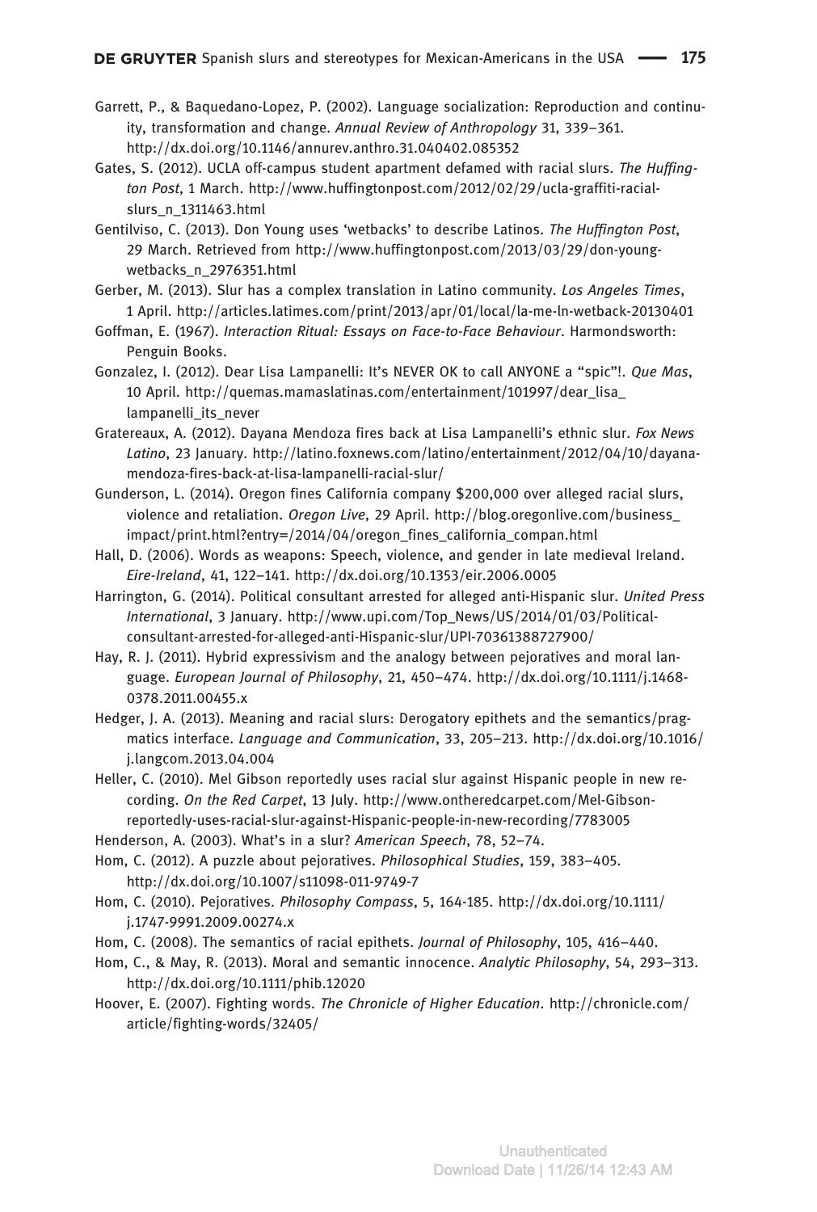Garrett, P., & Baquedano-Lopez, P. (2002). Language socialization: Reproduction and continuity, transformation and change. *Annual Review of Anthropology* 31, 339–361. http://dx.doi.org/10.1146/annurev.anthro.31.040402.085352

Gates, S. (2012). UCLA off-campus student apartment defamed with racial slurs. *The Huffington Post*, 1 March. http://www.huffingtonpost.com/2012/02/29/ucla-graffiti-racial-slurs_n_1311463.html

Gentilviso, C. (2013). Don Young uses 'wetbacks' to describe Latinos. *The Huffington Post*, 29 March. Retrieved from http://www.huffingtonpost.com/2013/03/29/don-young-wetbacks_n_2976351.html

Gerber, M. (2013). Slur has a complex translation in Latino community. *Los Angeles Times*, 1 April. http://articles.latimes.com/print/2013/apr/01/local/la-me-ln-wetback-20130401

Goffman, E. (1967). *Interaction Ritual: Essays on Face-to-Face Behaviour*. Harmondsworth: Penguin Books.

Gonzalez, I. (2012). Dear Lisa Lampanelli: It's NEVER OK to call ANYONE a "spic"!. *Que Mas*, 10 April. http://quemas.mamaslatinas.com/entertainment/101997/dear_lisa_lampanelli_its_never

Gratereaux, A. (2012). Dayana Mendoza fires back at Lisa Lampanelli's ethnic slur. *Fox News Latino*, 23 January. http://latino.foxnews.com/latino/entertainment/2012/04/10/dayana-mendoza-fires-back-at-lisa-lampanelli-racial-slur/

Gunderson, L. (2014). Oregon fines California company $200,000 over alleged racial slurs, violence and retaliation. *Oregon Live*, 29 April. http://blog.oregonlive.com/business_impact/print.html?entry=/2014/04/oregon_fines_california_compan.html

Hall, D. (2006). Words as weapons: Speech, violence, and gender in late medieval Ireland. *Eire-Ireland*, 41, 122–141. http://dx.doi.org/10.1353/eir.2006.0005

Harrington, G. (2014). Political consultant arrested for alleged anti-Hispanic slur. *United Press International*, 3 January. http://www.upi.com/Top_News/US/2014/01/03/Political-consultant-arrested-for-alleged-anti-Hispanic-slur/UPI-70361388727900/

Hay, R. J. (2011). Hybrid expressivism and the analogy between pejoratives and moral language. *European Journal of Philosophy*, 21, 450–474. http://dx.doi.org/10.1111/j.1468-0378.2011.00455.x

Hedger, J. A. (2013). Meaning and racial slurs: Derogatory epithets and the semantics/pragmatics interface. *Language and Communication*, 33, 205–213. http://dx.doi.org/10.1016/j.langcom.2013.04.004

Heller, C. (2010). Mel Gibson reportedly uses racial slur against Hispanic people in new recording. *On the Red Carpet*, 13 July. http://www.ontheredcarpet.com/Mel-Gibson-reportedly-uses-racial-slur-against-Hispanic-people-in-new-recording/7783005

Henderson, A. (2003). What's in a slur? *American Speech*, 78, 52–74.

Hom, C. (2012). A puzzle about pejoratives. *Philosophical Studies*, 159, 383–405. http://dx.doi.org/10.1007/s11098-011-9749-7

Hom, C. (2010). Pejoratives. *Philosophy Compass*, 5, 164-185. http://dx.doi.org/10.1111/j.1747-9991.2009.00274.x

Hom, C. (2008). The semantics of racial epithets. *Journal of Philosophy*, 105, 416–440.

Hom, C., & May, R. (2013). Moral and semantic innocence. *Analytic Philosophy*, 54, 293–313. http://dx.doi.org/10.1111/phib.12020

Hoover, E. (2007). Fighting words. *The Chronicle of Higher Education*. http://chronicle.com/article/fighting-words/32405/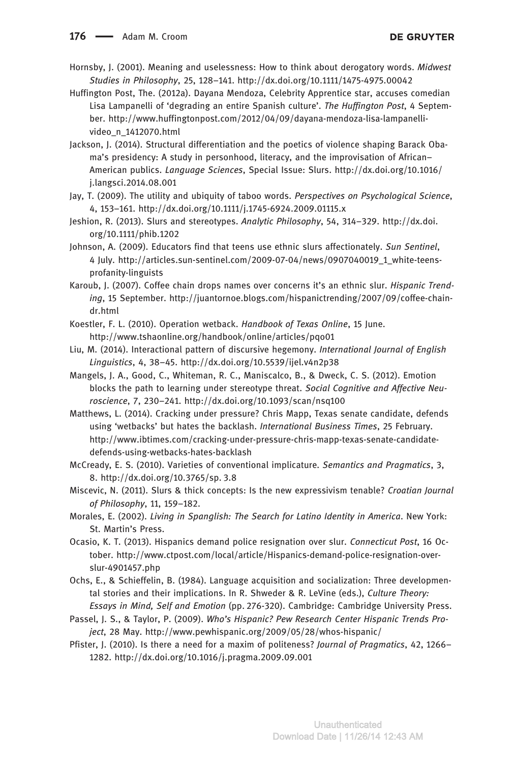Hornsby, J. (2001). Meaning and uselessness: How to think about derogatory words. *Midwest Studies in Philosophy*, 25, 128–141. http://dx.doi.org/10.1111/1475-4975.00042

Huffington Post, The. (2012a). Dayana Mendoza, Celebrity Apprentice star, accuses comedian Lisa Lampanelli of 'degrading an entire Spanish culture'. *The Huffington Post*, 4 September. http://www.huffingtonpost.com/2012/04/09/dayana-mendoza-lisa-lampanelli-video_n_1412070.html

Jackson, J. (2014). Structural differentiation and the poetics of violence shaping Barack Obama's presidency: A study in personhood, literacy, and the improvisation of African–American publics. *Language Sciences*, Special Issue: Slurs. http://dx.doi.org/10.1016/j.langsci.2014.08.001

Jay, T. (2009). The utility and ubiquity of taboo words. *Perspectives on Psychological Science*, 4, 153–161. http://dx.doi.org/10.1111/j.1745-6924.2009.01115.x

Jeshion, R. (2013). Slurs and stereotypes. *Analytic Philosophy*, 54, 314–329. http://dx.doi.org/10.1111/phib.1202

Johnson, A. (2009). Educators find that teens use ethnic slurs affectionately. *Sun Sentinel*, 4 July. http://articles.sun-sentinel.com/2009-07-04/news/0907040019_1_white-teens-profanity-linguists

Karoub, J. (2007). Coffee chain drops names over concerns it's an ethnic slur. *Hispanic Trending*, 15 September. http://juantornoe.blogs.com/hispanictrending/2007/09/coffee-chain-dr.html

Koestler, F. L. (2010). Operation wetback. *Handbook of Texas Online*, 15 June. http://www.tshaonline.org/handbook/online/articles/pqo01

Liu, M. (2014). Interactional pattern of discursive hegemony. *International Journal of English Linguistics*, 4, 38–45. http://dx.doi.org/10.5539/ijel.v4n2p38

Mangels, J. A., Good, C., Whiteman, R. C., Maniscalco, B., & Dweck, C. S. (2012). Emotion blocks the path to learning under stereotype threat. *Social Cognitive and Affective Neuroscience*, 7, 230–241. http://dx.doi.org/10.1093/scan/nsq100

Matthews, L. (2014). Cracking under pressure? Chris Mapp, Texas senate candidate, defends using 'wetbacks' but hates the backlash. *International Business Times*, 25 February. http://www.ibtimes.com/cracking-under-pressure-chris-mapp-texas-senate-candidate-defends-using-wetbacks-hates-backlash

McCready, E. S. (2010). Varieties of conventional implicature. *Semantics and Pragmatics*, 3, 8. http://dx.doi.org/10.3765/sp. 3.8

Miscevic, N. (2011). Slurs & thick concepts: Is the new expressivism tenable? *Croatian Journal of Philosophy*, 11, 159–182.

Morales, E. (2002). *Living in Spanglish: The Search for Latino Identity in America*. New York: St. Martin's Press.

Ocasio, K. T. (2013). Hispanics demand police resignation over slur. *Connecticut Post*, 16 October. http://www.ctpost.com/local/article/Hispanics-demand-police-resignation-over-slur-4901457.php

Ochs, E., & Schieffelin, B. (1984). Language acquisition and socialization: Three developmental stories and their implications. In R. Shweder & R. LeVine (eds.), *Culture Theory: Essays in Mind, Self and Emotion* (pp. 276-320). Cambridge: Cambridge University Press.

Passel, J. S., & Taylor, P. (2009). *Who's Hispanic? Pew Research Center Hispanic Trends Project*, 28 May. http://www.pewhispanic.org/2009/05/28/whos-hispanic/

Pfister, J. (2010). Is there a need for a maxim of politeness? *Journal of Pragmatics*, 42, 1266–1282. http://dx.doi.org/10.1016/j.pragma.2009.09.001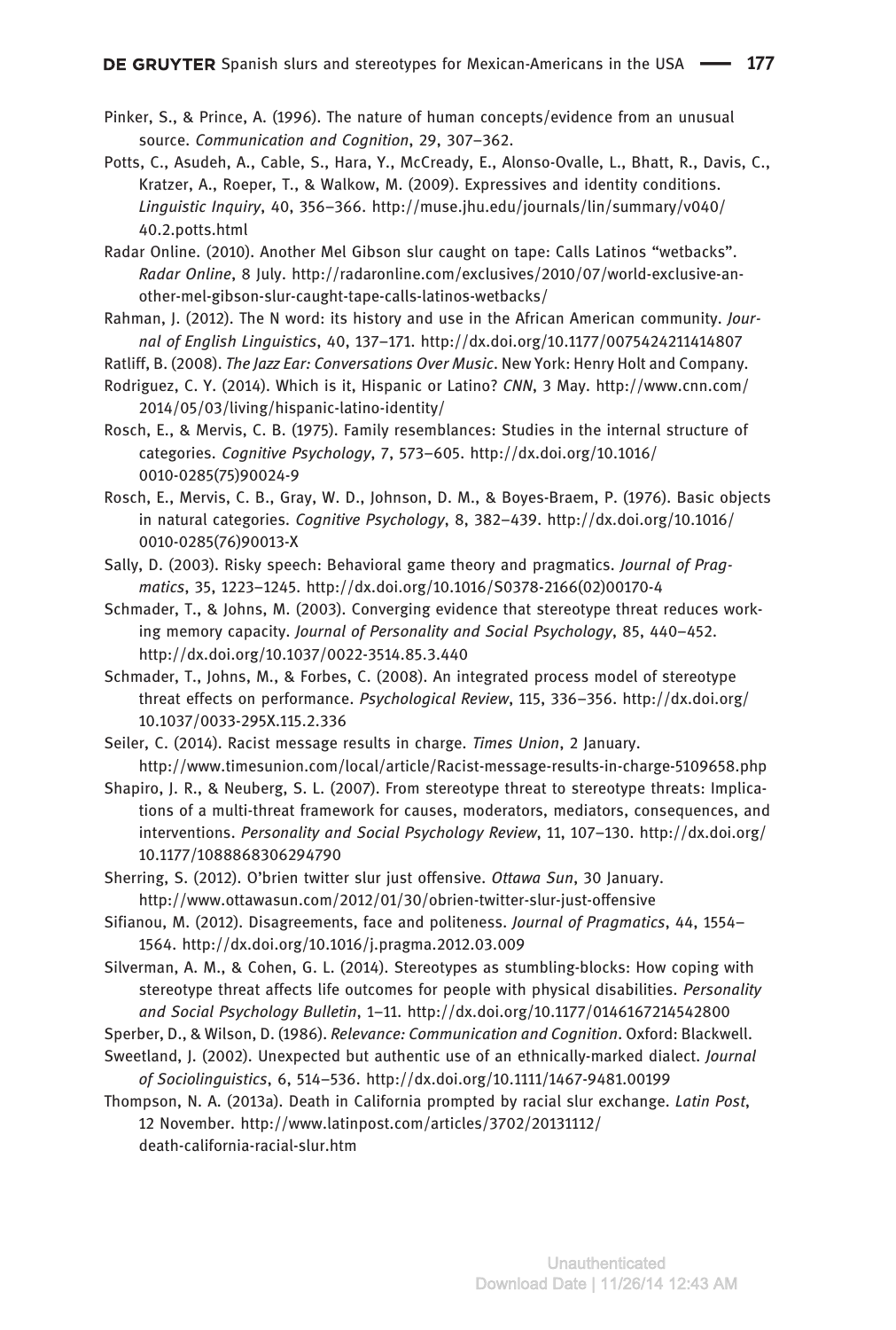Pinker, S., & Prince, A. (1996). The nature of human concepts/evidence from an unusual source. *Communication and Cognition*, 29, 307–362.

Potts, C., Asudeh, A., Cable, S., Hara, Y., McCready, E., Alonso-Ovalle, L., Bhatt, R., Davis, C., Kratzer, A., Roeper, T., & Walkow, M. (2009). Expressives and identity conditions. *Linguistic Inquiry*, 40, 356–366. http://muse.jhu.edu/journals/lin/summary/v040/40.2.potts.html

Radar Online. (2010). Another Mel Gibson slur caught on tape: Calls Latinos "wetbacks". *Radar Online*, 8 July. http://radaronline.com/exclusives/2010/07/world-exclusive-another-mel-gibson-slur-caught-tape-calls-latinos-wetbacks/

Rahman, J. (2012). The N word: its history and use in the African American community. *Journal of English Linguistics*, 40, 137–171. http://dx.doi.org/10.1177/0075424211414807

Ratliff, B. (2008). *The Jazz Ear: Conversations Over Music*. New York: Henry Holt and Company.

Rodriguez, C. Y. (2014). Which is it, Hispanic or Latino? *CNN*, 3 May. http://www.cnn.com/2014/05/03/living/hispanic-latino-identity/

Rosch, E., & Mervis, C. B. (1975). Family resemblances: Studies in the internal structure of categories. *Cognitive Psychology*, 7, 573–605. http://dx.doi.org/10.1016/0010-0285(75)90024-9

Rosch, E., Mervis, C. B., Gray, W. D., Johnson, D. M., & Boyes-Braem, P. (1976). Basic objects in natural categories. *Cognitive Psychology*, 8, 382–439. http://dx.doi.org/10.1016/0010-0285(76)90013-X

Sally, D. (2003). Risky speech: Behavioral game theory and pragmatics. *Journal of Pragmatics*, 35, 1223–1245. http://dx.doi.org/10.1016/S0378-2166(02)00170-4

Schmader, T., & Johns, M. (2003). Converging evidence that stereotype threat reduces working memory capacity. *Journal of Personality and Social Psychology*, 85, 440–452. http://dx.doi.org/10.1037/0022-3514.85.3.440

Schmader, T., Johns, M., & Forbes, C. (2008). An integrated process model of stereotype threat effects on performance. *Psychological Review*, 115, 336–356. http://dx.doi.org/10.1037/0033-295X.115.2.336

Seiler, C. (2014). Racist message results in charge. *Times Union*, 2 January. http://www.timesunion.com/local/article/Racist-message-results-in-charge-5109658.php

Shapiro, J. R., & Neuberg, S. L. (2007). From stereotype threat to stereotype threats: Implications of a multi-threat framework for causes, moderators, mediators, consequences, and interventions. *Personality and Social Psychology Review*, 11, 107–130. http://dx.doi.org/10.1177/1088868306294790

Sherring, S. (2012). O'brien twitter slur just offensive. *Ottawa Sun*, 30 January. http://www.ottawasun.com/2012/01/30/obrien-twitter-slur-just-offensive

Sifianou, M. (2012). Disagreements, face and politeness. *Journal of Pragmatics*, 44, 1554–1564. http://dx.doi.org/10.1016/j.pragma.2012.03.009

Silverman, A. M., & Cohen, G. L. (2014). Stereotypes as stumbling-blocks: How coping with stereotype threat affects life outcomes for people with physical disabilities. *Personality and Social Psychology Bulletin*, 1–11. http://dx.doi.org/10.1177/0146167214542800

Sperber, D., & Wilson, D. (1986). *Relevance: Communication and Cognition*. Oxford: Blackwell.

Sweetland, J. (2002). Unexpected but authentic use of an ethnically-marked dialect. *Journal of Sociolinguistics*, 6, 514–536. http://dx.doi.org/10.1111/1467-9481.00199

Thompson, N. A. (2013a). Death in California prompted by racial slur exchange. *Latin Post*, 12 November. http://www.latinpost.com/articles/3702/20131112/death-california-racial-slur.htm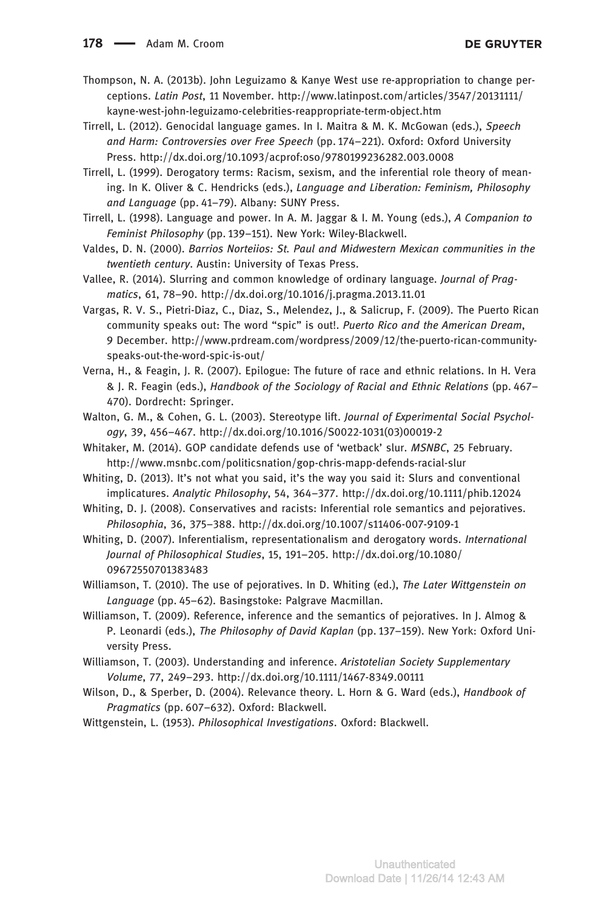Thompson, N. A. (2013b). John Leguizamo & Kanye West use re-appropriation to change perceptions. *Latin Post*, 11 November. http://www.latinpost.com/articles/3547/20131111/kayne-west-john-leguizamo-celebrities-reappropriate-term-object.htm

Tirrell, L. (2012). Genocidal language games. In I. Maitra & M. K. McGowan (eds.), *Speech and Harm: Controversies over Free Speech* (pp. 174–221). Oxford: Oxford University Press. http://dx.doi.org/10.1093/acprof:oso/9780199236282.003.0008

Tirrell, L. (1999). Derogatory terms: Racism, sexism, and the inferential role theory of meaning. In K. Oliver & C. Hendricks (eds.), *Language and Liberation: Feminism, Philosophy and Language* (pp. 41–79). Albany: SUNY Press.

Tirrell, L. (1998). Language and power. In A. M. Jaggar & I. M. Young (eds.), *A Companion to Feminist Philosophy* (pp. 139–151). New York: Wiley-Blackwell.

Valdes, D. N. (2000). *Barrios Norteiios: St. Paul and Midwestern Mexican communities in the twentieth century*. Austin: University of Texas Press.

Vallee, R. (2014). Slurring and common knowledge of ordinary language. *Journal of Pragmatics*, 61, 78–90. http://dx.doi.org/10.1016/j.pragma.2013.11.01

Vargas, R. V. S., Pietri-Diaz, C., Diaz, S., Melendez, J., & Salicrup, F. (2009). The Puerto Rican community speaks out: The word "spic" is out!. *Puerto Rico and the American Dream*, 9 December. http://www.prdream.com/wordpress/2009/12/the-puerto-rican-community-speaks-out-the-word-spic-is-out/

Verna, H., & Feagin, J. R. (2007). Epilogue: The future of race and ethnic relations. In H. Vera & J. R. Feagin (eds.), *Handbook of the Sociology of Racial and Ethnic Relations* (pp. 467–470). Dordrecht: Springer.

Walton, G. M., & Cohen, G. L. (2003). Stereotype lift. *Journal of Experimental Social Psychology*, 39, 456–467. http://dx.doi.org/10.1016/S0022-1031(03)00019-2

Whitaker, M. (2014). GOP candidate defends use of 'wetback' slur. *MSNBC*, 25 February. http://www.msnbc.com/politicsnation/gop-chris-mapp-defends-racial-slur

Whiting, D. (2013). It's not what you said, it's the way you said it: Slurs and conventional implicatures. *Analytic Philosophy*, 54, 364–377. http://dx.doi.org/10.1111/phib.12024

Whiting, D. J. (2008). Conservatives and racists: Inferential role semantics and pejoratives. *Philosophia*, 36, 375–388. http://dx.doi.org/10.1007/s11406-007-9109-1

Whiting, D. (2007). Inferentialism, representationalism and derogatory words. *International Journal of Philosophical Studies*, 15, 191–205. http://dx.doi.org/10.1080/09672550701383483

Williamson, T. (2010). The use of pejoratives. In D. Whiting (ed.), *The Later Wittgenstein on Language* (pp. 45–62). Basingstoke: Palgrave Macmillan.

Williamson, T. (2009). Reference, inference and the semantics of pejoratives. In J. Almog & P. Leonardi (eds.), *The Philosophy of David Kaplan* (pp. 137–159). New York: Oxford University Press.

Williamson, T. (2003). Understanding and inference. *Aristotelian Society Supplementary Volume*, 77, 249–293. http://dx.doi.org/10.1111/1467-8349.00111

Wilson, D., & Sperber, D. (2004). Relevance theory. L. Horn & G. Ward (eds.), *Handbook of Pragmatics* (pp. 607–632). Oxford: Blackwell.

Wittgenstein, L. (1953). *Philosophical Investigations*. Oxford: Blackwell.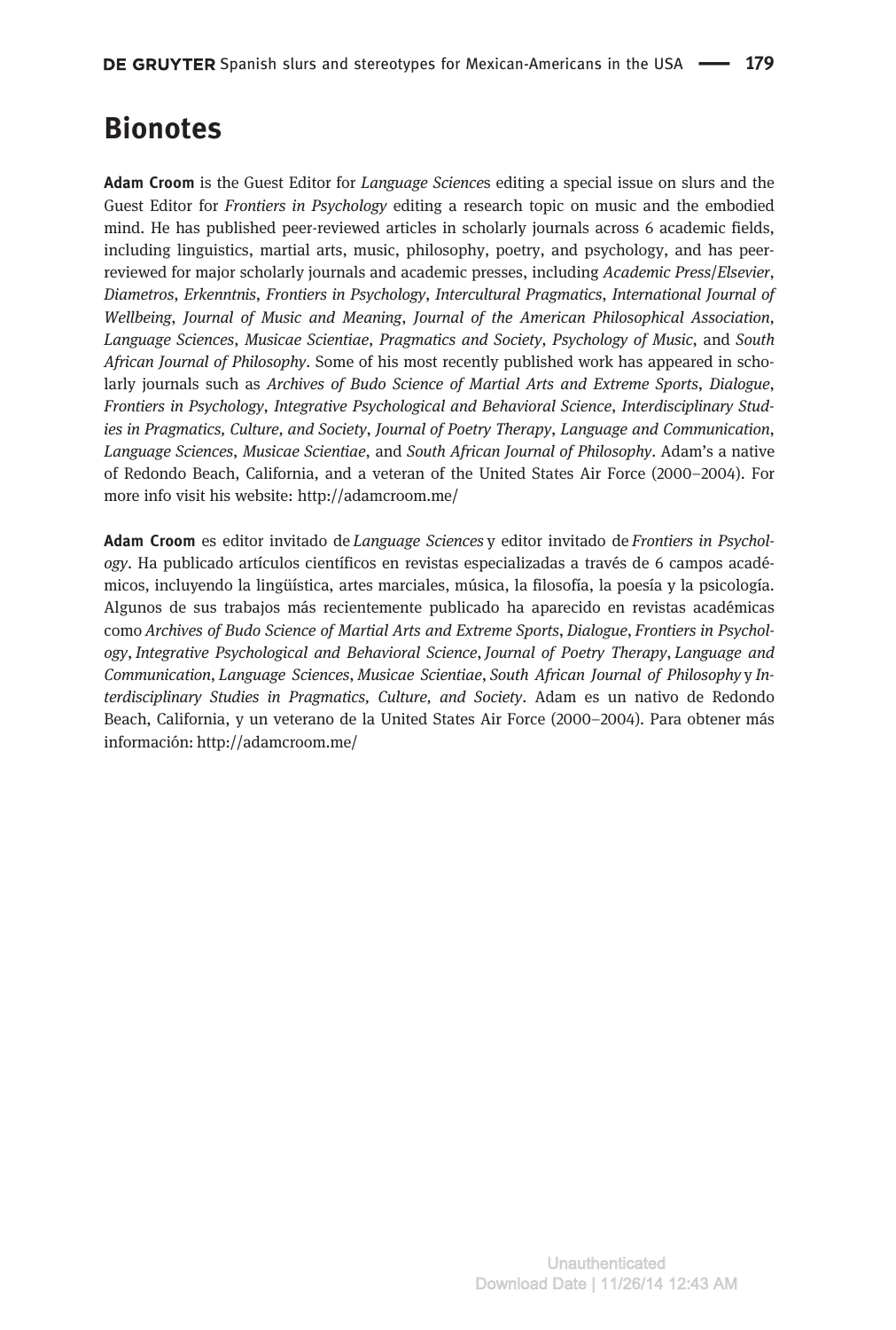# Bionotes

**Adam Croom** is the Guest Editor for *Language Science*s editing a special issue on slurs and the Guest Editor for *Frontiers in Psychology* editing a research topic on music and the embodied mind. He has published peer-reviewed articles in scholarly journals across 6 academic fields, including linguistics, martial arts, music, philosophy, poetry, and psychology, and has peer-reviewed for major scholarly journals and academic presses, including *Academic Press/Elsevier*, *Diametros*, *Erkenntnis*, *Frontiers in Psychology*, *Intercultural Pragmatics*, *International Journal of Wellbeing*, *Journal of Music and Meaning*, *Journal of the American Philosophical Association*, *Language Sciences*, *Musicae Scientiae*, *Pragmatics and Society*, *Psychology of Music*, and *South African Journal of Philosophy*. Some of his most recently published work has appeared in scholarly journals such as *Archives of Budo Science of Martial Arts and Extreme Sports*, *Dialogue*, *Frontiers in Psychology*, *Integrative Psychological and Behavioral Science*, *Interdisciplinary Studies in Pragmatics, Culture, and Society*, *Journal of Poetry Therapy*, *Language and Communication*, *Language Sciences*, *Musicae Scientiae*, and *South African Journal of Philosophy*. Adam's a native of Redondo Beach, California, and a veteran of the United States Air Force (2000–2004). For more info visit his website: http://adamcroom.me/

**Adam Croom** es editor invitado de *Language Sciences* y editor invitado de *Frontiers in Psychology*. Ha publicado artículos científicos en revistas especializadas a través de 6 campos académicos, incluyendo la lingüística, artes marciales, música, la filosofía, la poesía y la psicología. Algunos de sus trabajos más recientemente publicado ha aparecido en revistas académicas como *Archives of Budo Science of Martial Arts and Extreme Sports*, *Dialogue*, *Frontiers in Psychology*, *Integrative Psychological and Behavioral Science*, *Journal of Poetry Therapy*, *Language and Communication*, *Language Sciences*, *Musicae Scientiae*, *South African Journal of Philosophy* y *Interdisciplinary Studies in Pragmatics, Culture, and Society*. Adam es un nativo de Redondo Beach, California, y un veterano de la United States Air Force (2000–2004). Para obtener más información: http://adamcroom.me/